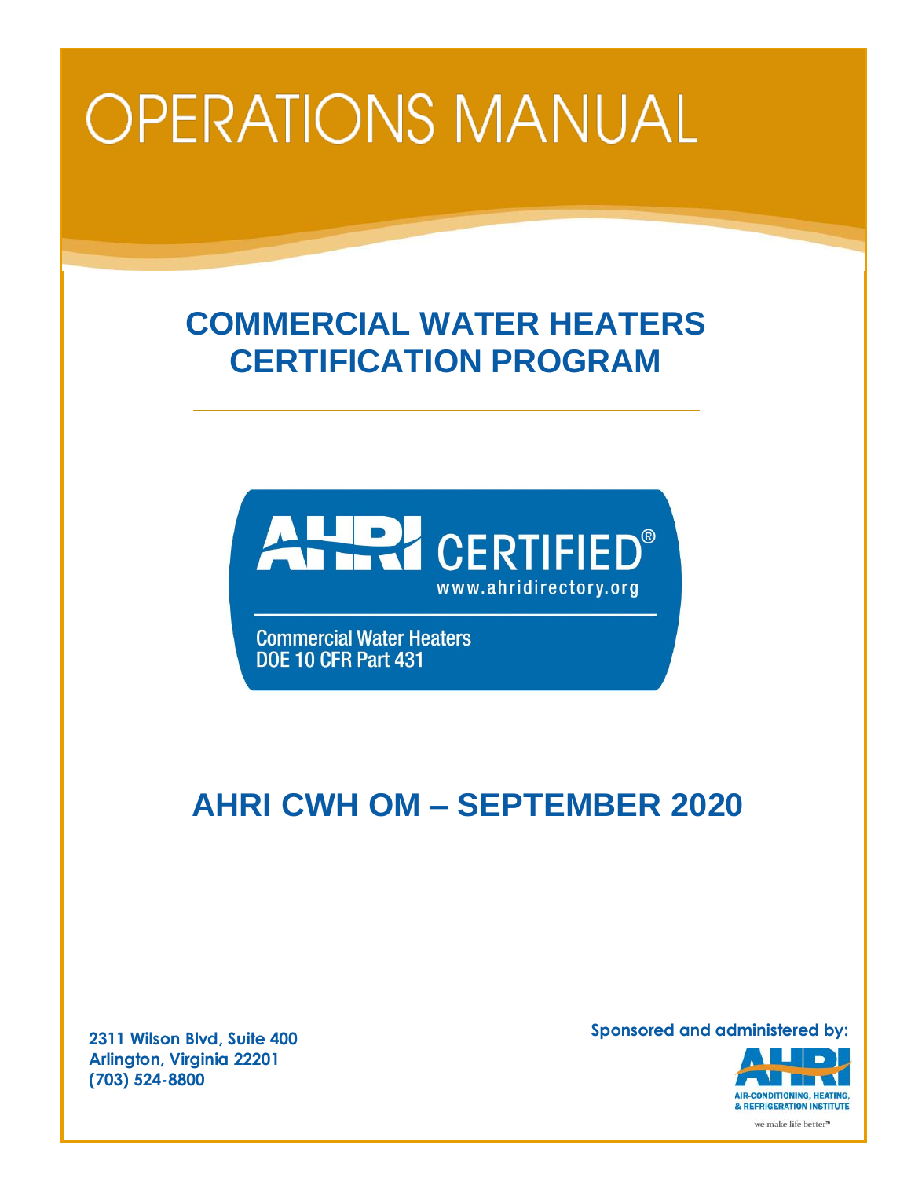# OPERATIONS MANUAL

## COMMERCIAL WATER HEATERS CERTIFICATION PROGRAM

AHRI CERTIFIED®
www.ahridirectory.org

Commercial Water Heaters
DOE 10 CFR Part 431

## AHRI CWH OM – SEPTEMBER 2020

**2311 Wilson Blvd, Suite 400**
**Arlington, Virginia 22201**
**(703) 524-8800**

**Sponsored and administered by:**

AHRI
AIR-CONDITIONING, HEATING, & REFRIGERATION INSTITUTE
we make life better™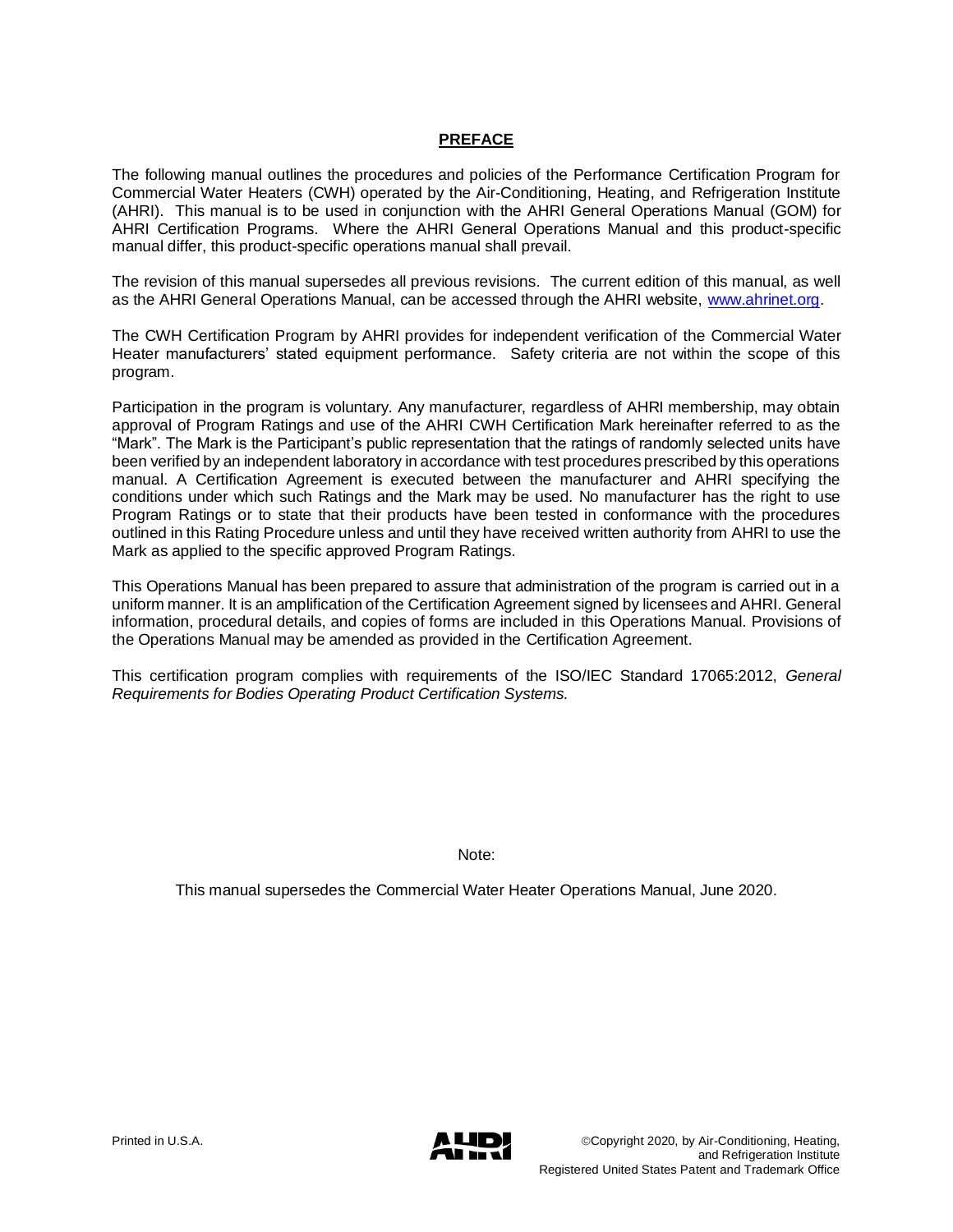## PREFACE

The following manual outlines the procedures and policies of the Performance Certification Program for Commercial Water Heaters (CWH) operated by the Air-Conditioning, Heating, and Refrigeration Institute (AHRI). This manual is to be used in conjunction with the AHRI General Operations Manual (GOM) for AHRI Certification Programs. Where the AHRI General Operations Manual and this product-specific manual differ, this product-specific operations manual shall prevail.

The revision of this manual supersedes all previous revisions. The current edition of this manual, as well as the AHRI General Operations Manual, can be accessed through the AHRI website, [www.ahrinet.org](www.ahrinet.org).

The CWH Certification Program by AHRI provides for independent verification of the Commercial Water Heater manufacturers' stated equipment performance. Safety criteria are not within the scope of this program.

Participation in the program is voluntary. Any manufacturer, regardless of AHRI membership, may obtain approval of Program Ratings and use of the AHRI CWH Certification Mark hereinafter referred to as the "Mark". The Mark is the Participant's public representation that the ratings of randomly selected units have been verified by an independent laboratory in accordance with test procedures prescribed by this operations manual. A Certification Agreement is executed between the manufacturer and AHRI specifying the conditions under which such Ratings and the Mark may be used. No manufacturer has the right to use Program Ratings or to state that their products have been tested in conformance with the procedures outlined in this Rating Procedure unless and until they have received written authority from AHRI to use the Mark as applied to the specific approved Program Ratings.

This Operations Manual has been prepared to assure that administration of the program is carried out in a uniform manner. It is an amplification of the Certification Agreement signed by licensees and AHRI. General information, procedural details, and copies of forms are included in this Operations Manual. Provisions of the Operations Manual may be amended as provided in the Certification Agreement.

This certification program complies with requirements of the ISO/IEC Standard 17065:2012, *General Requirements for Bodies Operating Product Certification Systems.*

Note:

This manual supersedes the Commercial Water Heater Operations Manual, June 2020.

Printed in U.S.A.

©Copyright 2020, by Air-Conditioning, Heating, and Refrigeration Institute
Registered United States Patent and Trademark Office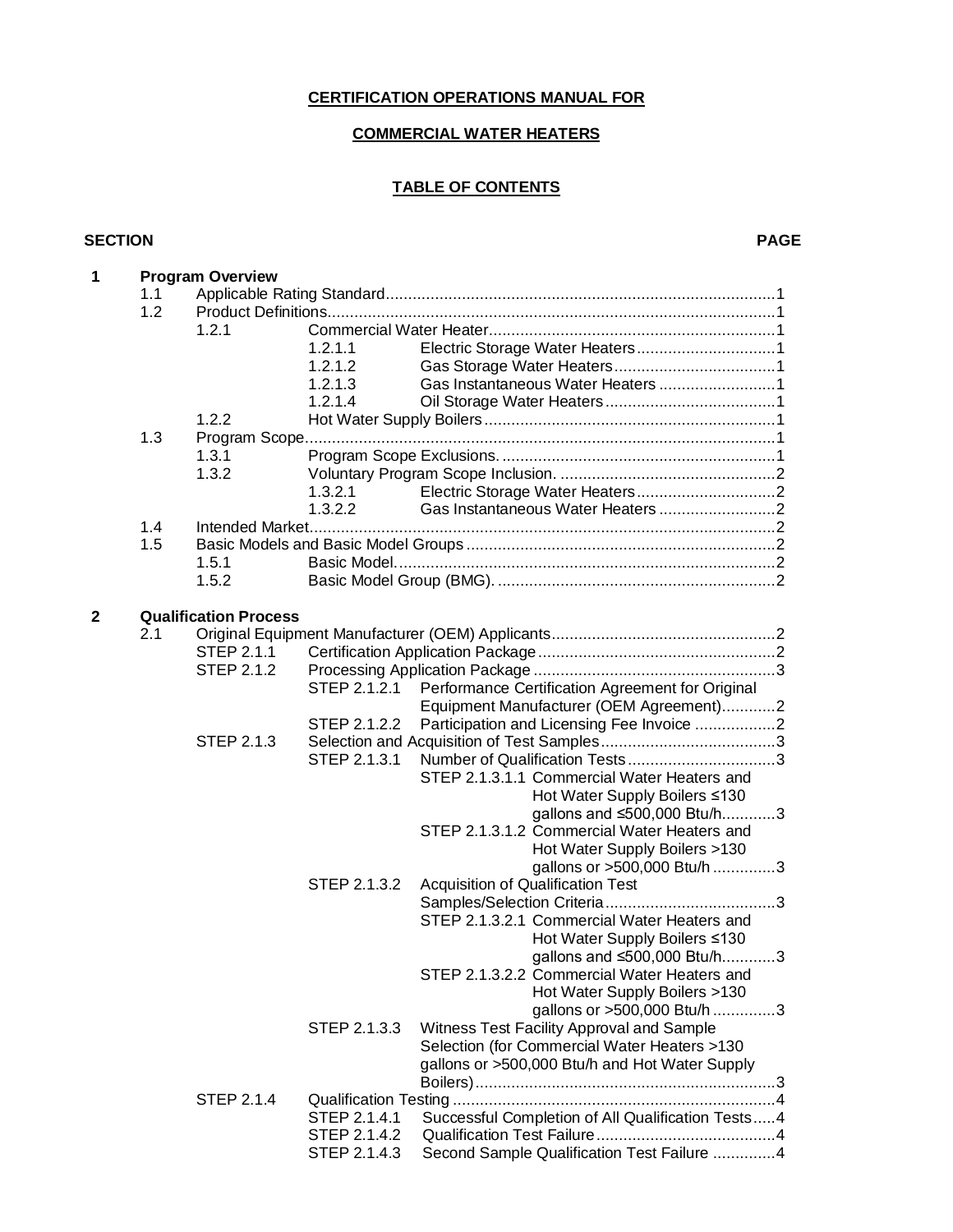**CERTIFICATION OPERATIONS MANUAL FOR**

**COMMERCIAL WATER HEATERS**

**TABLE OF CONTENTS**

| SECTION | | | | PAGE |
|---|---|---|---|---|
| **1** | **Program Overview** | | | |
| | 1.1 | Applicable Rating Standard | | 1 |
| | 1.2 | Product Definitions | | 1 |
| | | 1.2.1 Commercial Water Heater | | 1 |
| | | | 1.2.1.1 Electric Storage Water Heaters | 1 |
| | | | 1.2.1.2 Gas Storage Water Heaters | 1 |
| | | | 1.2.1.3 Gas Instantaneous Water Heaters | 1 |
| | | | 1.2.1.4 Oil Storage Water Heaters | 1 |
| | | 1.2.2 Hot Water Supply Boilers | | 1 |
| | 1.3 | Program Scope | | 1 |
| | | 1.3.1 Program Scope Exclusions. | | 1 |
| | | 1.3.2 Voluntary Program Scope Inclusion. | | 2 |
| | | | 1.3.2.1 Electric Storage Water Heaters | 2 |
| | | | 1.3.2.2 Gas Instantaneous Water Heaters | 2 |
| | 1.4 | Intended Market | | 2 |
| | 1.5 | Basic Models and Basic Model Groups | | 2 |
| | | 1.5.1 Basic Model. | | 2 |
| | | 1.5.2 Basic Model Group (BMG). | | 2 |
| **2** | **Qualification Process** | | | |
| | 2.1 | Original Equipment Manufacturer (OEM) Applicants | | 2 |
| | | STEP 2.1.1 Certification Application Package | | 2 |
| | | STEP 2.1.2 Processing Application Package | | 3 |
| | | | STEP 2.1.2.1 Performance Certification Agreement for Original Equipment Manufacturer (OEM Agreement) | 2 |
| | | | STEP 2.1.2.2 Participation and Licensing Fee Invoice | 2 |
| | | STEP 2.1.3 Selection and Acquisition of Test Samples | | 3 |
| | | | STEP 2.1.3.1 Number of Qualification Tests | 3 |
| | | | STEP 2.1.3.1.1 Commercial Water Heaters and Hot Water Supply Boilers ≤130 gallons and ≤500,000 Btu/h | 3 |
| | | | STEP 2.1.3.1.2 Commercial Water Heaters and Hot Water Supply Boilers >130 gallons or >500,000 Btu/h | 3 |
| | | | STEP 2.1.3.2 Acquisition of Qualification Test Samples/Selection Criteria | 3 |
| | | | STEP 2.1.3.2.1 Commercial Water Heaters and Hot Water Supply Boilers ≤130 gallons and ≤500,000 Btu/h | 3 |
| | | | STEP 2.1.3.2.2 Commercial Water Heaters and Hot Water Supply Boilers >130 gallons or >500,000 Btu/h | 3 |
| | | | STEP 2.1.3.3 Witness Test Facility Approval and Sample Selection (for Commercial Water Heaters >130 gallons or >500,000 Btu/h and Hot Water Supply Boilers) | 3 |
| | | STEP 2.1.4 Qualification Testing | | 4 |
| | | | STEP 2.1.4.1 Successful Completion of All Qualification Tests | 4 |
| | | | STEP 2.1.4.2 Qualification Test Failure | 4 |
| | | | STEP 2.1.4.3 Second Sample Qualification Test Failure | 4 |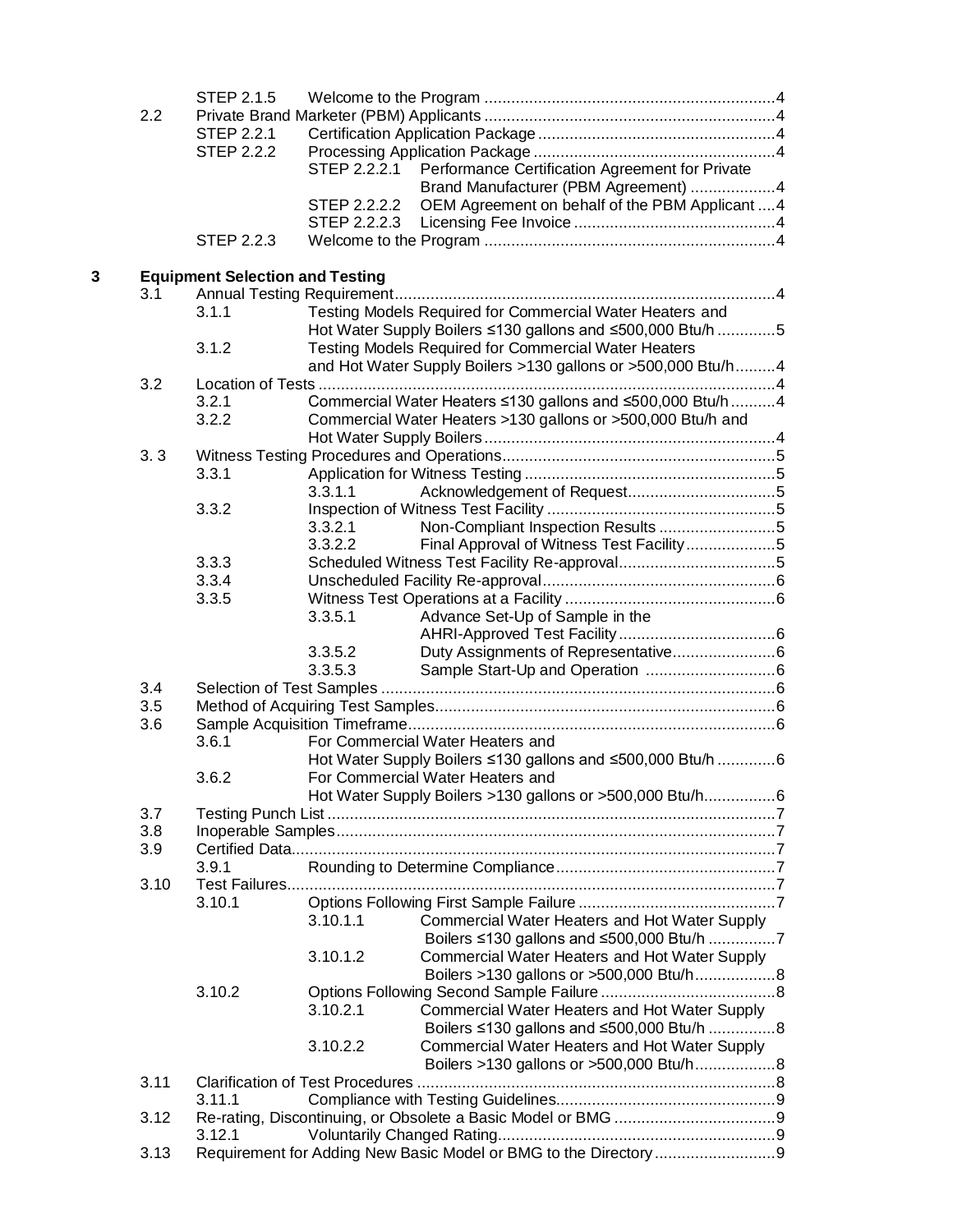| | | | | |
|---|---|---|---|---|
| | STEP 2.1.5 | Welcome to the Program | | 4 |
| 2.2 | Private Brand Marketer (PBM) Applicants | | | 4 |
| | STEP 2.2.1 | Certification Application Package | | 4 |
| | STEP 2.2.2 | Processing Application Package | | 4 |
| | | STEP 2.2.2.1 | Performance Certification Agreement for Private Brand Manufacturer (PBM Agreement) | 4 |
| | | STEP 2.2.2.2 | OEM Agreement on behalf of the PBM Applicant | 4 |
| | | STEP 2.2.2.3 | Licensing Fee Invoice | 4 |
| | STEP 2.2.3 | Welcome to the Program | | 4 |

**3 Equipment Selection and Testing**

| | | | | |
|---|---|---|---|---|
| 3.1 | Annual Testing Requirement | | | 4 |
| | 3.1.1 | Testing Models Required for Commercial Water Heaters and Hot Water Supply Boilers ≤130 gallons and ≤500,000 Btu/h | | 5 |
| | 3.1.2 | Testing Models Required for Commercial Water Heaters and Hot Water Supply Boilers >130 gallons or >500,000 Btu/h | | 4 |
| 3.2 | Location of Tests | | | 4 |
| | 3.2.1 | Commercial Water Heaters ≤130 gallons and ≤500,000 Btu/h | | 4 |
| | 3.2.2 | Commercial Water Heaters >130 gallons or >500,000 Btu/h and Hot Water Supply Boilers | | 4 |
| 3. 3 | Witness Testing Procedures and Operations | | | 5 |
| | 3.3.1 | Application for Witness Testing | | 5 |
| | | 3.3.1.1 | Acknowledgement of Request | 5 |
| | 3.3.2 | Inspection of Witness Test Facility | | 5 |
| | | 3.3.2.1 | Non-Compliant Inspection Results | 5 |
| | | 3.3.2.2 | Final Approval of Witness Test Facility | 5 |
| | 3.3.3 | Scheduled Witness Test Facility Re-approval | | 5 |
| | 3.3.4 | Unscheduled Facility Re-approval | | 6 |
| | 3.3.5 | Witness Test Operations at a Facility | | 6 |
| | | 3.3.5.1 | Advance Set-Up of Sample in the AHRI-Approved Test Facility | 6 |
| | | 3.3.5.2 | Duty Assignments of Representative | 6 |
| | | 3.3.5.3 | Sample Start-Up and Operation | 6 |
| 3.4 | Selection of Test Samples | | | 6 |
| 3.5 | Method of Acquiring Test Samples | | | 6 |
| 3.6 | Sample Acquisition Timeframe | | | 6 |
| | 3.6.1 | For Commercial Water Heaters and Hot Water Supply Boilers ≤130 gallons and ≤500,000 Btu/h | | 6 |
| | 3.6.2 | For Commercial Water Heaters and Hot Water Supply Boilers >130 gallons or >500,000 Btu/h | | 6 |
| 3.7 | Testing Punch List | | | 7 |
| 3.8 | Inoperable Samples | | | 7 |
| 3.9 | Certified Data | | | 7 |
| | 3.9.1 | Rounding to Determine Compliance | | 7 |
| 3.10 | Test Failures | | | 7 |
| | 3.10.1 | Options Following First Sample Failure | | 7 |
| | | 3.10.1.1 | Commercial Water Heaters and Hot Water Supply Boilers ≤130 gallons and ≤500,000 Btu/h | 7 |
| | | 3.10.1.2 | Commercial Water Heaters and Hot Water Supply Boilers >130 gallons or >500,000 Btu/h | 8 |
| | 3.10.2 | Options Following Second Sample Failure | | 8 |
| | | 3.10.2.1 | Commercial Water Heaters and Hot Water Supply Boilers ≤130 gallons and ≤500,000 Btu/h | 8 |
| | | 3.10.2.2 | Commercial Water Heaters and Hot Water Supply Boilers >130 gallons or >500,000 Btu/h | 8 |
| 3.11 | Clarification of Test Procedures | | | 8 |
| | 3.11.1 | Compliance with Testing Guidelines | | 9 |
| 3.12 | Re-rating, Discontinuing, or Obsolete a Basic Model or BMG | | | 9 |
| | 3.12.1 | Voluntarily Changed Rating | | 9 |
| 3.13 | Requirement for Adding New Basic Model or BMG to the Directory | | | 9 |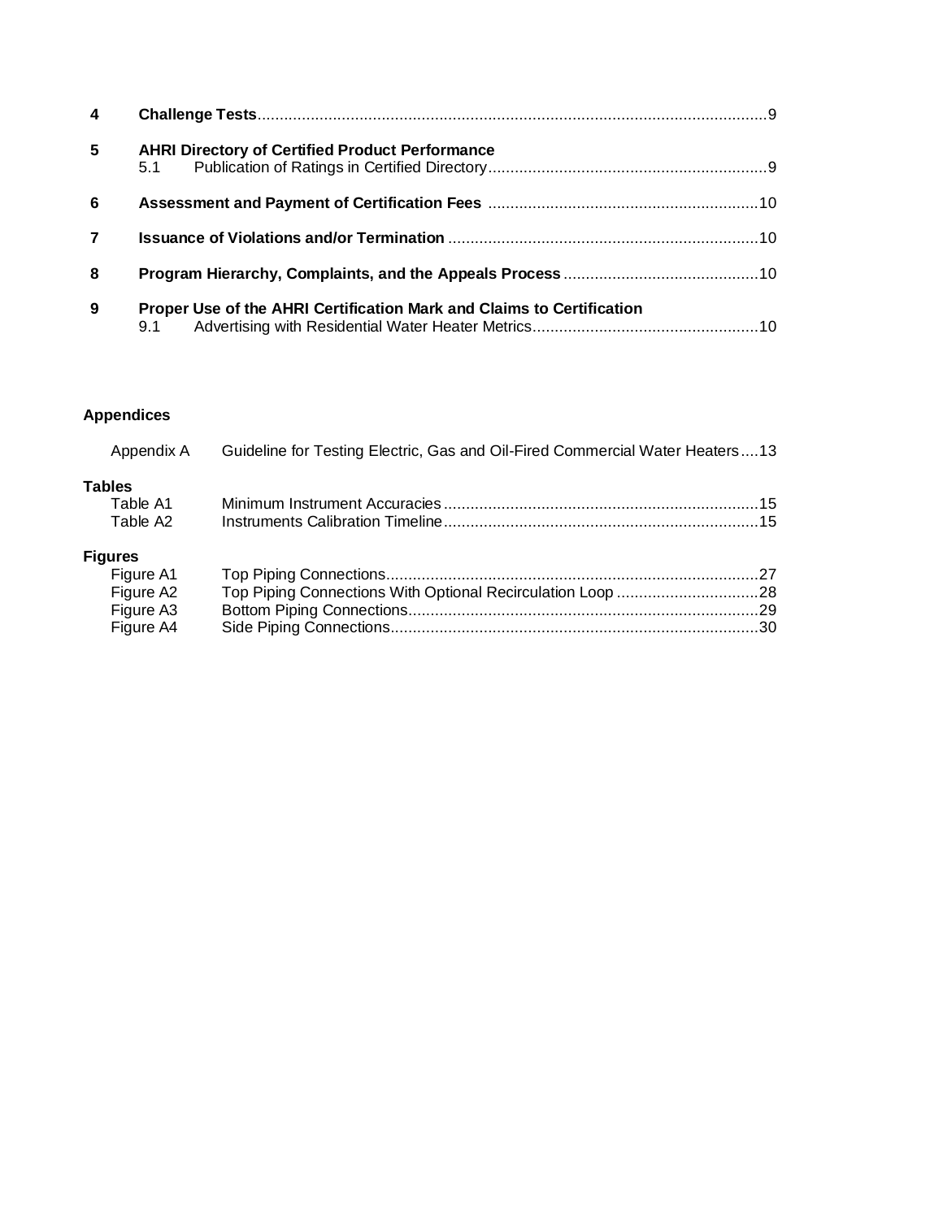| | | |
|---|---|---|
| **4** | **Challenge Tests** | 9 |
| **5** | **AHRI Directory of Certified Product Performance** | |
| | 5.1 Publication of Ratings in Certified Directory | 9 |
| **6** | **Assessment and Payment of Certification Fees** | 10 |
| **7** | **Issuance of Violations and/or Termination** | 10 |
| **8** | **Program Hierarchy, Complaints, and the Appeals Process** | 10 |
| **9** | **Proper Use of the AHRI Certification Mark and Claims to Certification** | |
| | 9.1 Advertising with Residential Water Heater Metrics | 10 |

**Appendices**

| | | |
|---|---|---|
| Appendix A | Guideline for Testing Electric, Gas and Oil-Fired Commercial Water Heaters | 13 |

**Tables**

| | | |
|---|---|---|
| Table A1 | Minimum Instrument Accuracies | 15 |
| Table A2 | Instruments Calibration Timeline | 15 |

**Figures**

| | | |
|---|---|---|
| Figure A1 | Top Piping Connections | 27 |
| Figure A2 | Top Piping Connections With Optional Recirculation Loop | 28 |
| Figure A3 | Bottom Piping Connections | 29 |
| Figure A4 | Side Piping Connections | 30 |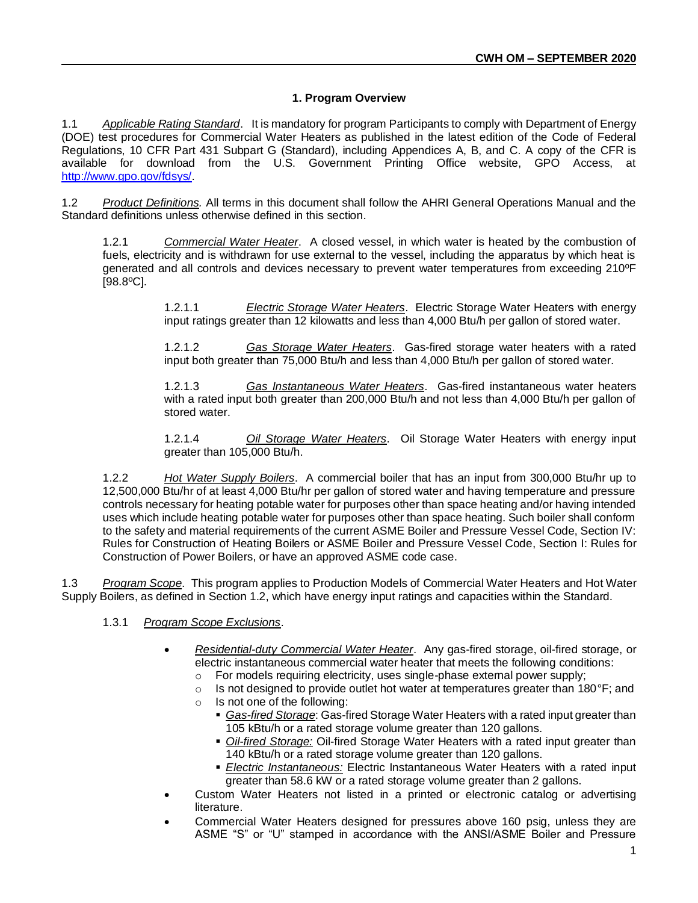## 1. Program Overview

1.1 *Applicable Rating Standard*. It is mandatory for program Participants to comply with Department of Energy (DOE) test procedures for Commercial Water Heaters as published in the latest edition of the Code of Federal Regulations, 10 CFR Part 431 Subpart G (Standard), including Appendices A, B, and C. A copy of the CFR is available for download from the U.S. Government Printing Office website, GPO Access, at http://www.gpo.gov/fdsys/.

1.2 *Product Definitions.* All terms in this document shall follow the AHRI General Operations Manual and the Standard definitions unless otherwise defined in this section.

1.2.1 *Commercial Water Heater*. A closed vessel, in which water is heated by the combustion of fuels, electricity and is withdrawn for use external to the vessel, including the apparatus by which heat is generated and all controls and devices necessary to prevent water temperatures from exceeding 210ºF [98.8ºC].

1.2.1.1 *Electric Storage Water Heaters*. Electric Storage Water Heaters with energy input ratings greater than 12 kilowatts and less than 4,000 Btu/h per gallon of stored water.

1.2.1.2 *Gas Storage Water Heaters*. Gas-fired storage water heaters with a rated input both greater than 75,000 Btu/h and less than 4,000 Btu/h per gallon of stored water.

1.2.1.3 *Gas Instantaneous Water Heaters*. Gas-fired instantaneous water heaters with a rated input both greater than 200,000 Btu/h and not less than 4,000 Btu/h per gallon of stored water.

1.2.1.4 *Oil Storage Water Heaters*. Oil Storage Water Heaters with energy input greater than 105,000 Btu/h.

1.2.2 *Hot Water Supply Boilers*. A commercial boiler that has an input from 300,000 Btu/hr up to 12,500,000 Btu/hr of at least 4,000 Btu/hr per gallon of stored water and having temperature and pressure controls necessary for heating potable water for purposes other than space heating and/or having intended uses which include heating potable water for purposes other than space heating. Such boiler shall conform to the safety and material requirements of the current ASME Boiler and Pressure Vessel Code, Section IV: Rules for Construction of Heating Boilers or ASME Boiler and Pressure Vessel Code, Section I: Rules for Construction of Power Boilers, or have an approved ASME code case.

1.3 *Program Scope*. This program applies to Production Models of Commercial Water Heaters and Hot Water Supply Boilers, as defined in Section 1.2, which have energy input ratings and capacities within the Standard.

1.3.1 *Program Scope Exclusions*.

- *Residential-duty Commercial Water Heater*. Any gas-fired storage, oil-fired storage, or electric instantaneous commercial water heater that meets the following conditions:
  - For models requiring electricity, uses single-phase external power supply;
  - Is not designed to provide outlet hot water at temperatures greater than 180°F; and
  - Is not one of the following:
    - *Gas-fired Storage*: Gas-fired Storage Water Heaters with a rated input greater than 105 kBtu/h or a rated storage volume greater than 120 gallons.
    - *Oil-fired Storage:* Oil-fired Storage Water Heaters with a rated input greater than 140 kBtu/h or a rated storage volume greater than 120 gallons.
    - *Electric Instantaneous:* Electric Instantaneous Water Heaters with a rated input greater than 58.6 kW or a rated storage volume greater than 2 gallons.
- Custom Water Heaters not listed in a printed or electronic catalog or advertising literature.
- Commercial Water Heaters designed for pressures above 160 psig, unless they are ASME "S" or "U" stamped in accordance with the ANSI/ASME Boiler and Pressure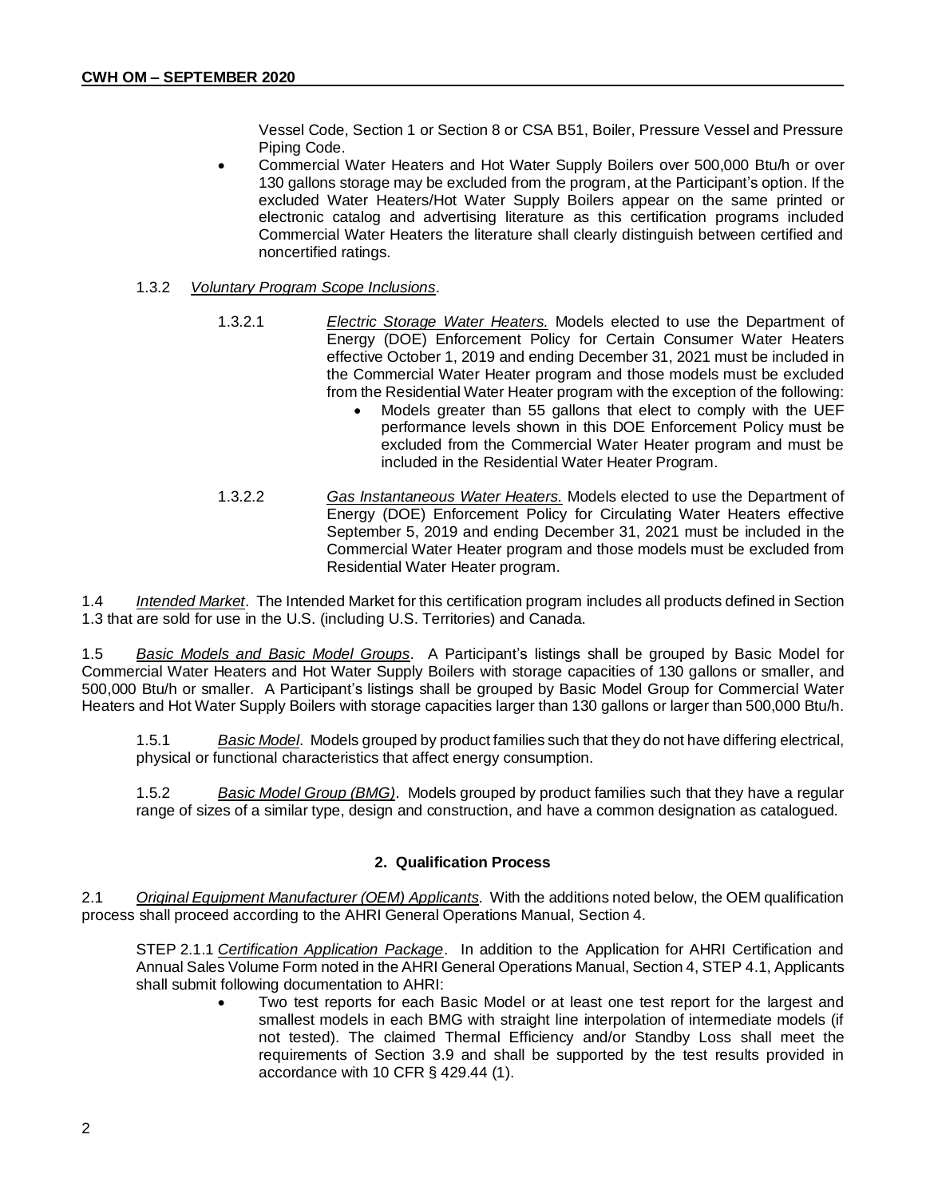Vessel Code, Section 1 or Section 8 or CSA B51, Boiler, Pressure Vessel and Pressure Piping Code.

- Commercial Water Heaters and Hot Water Supply Boilers over 500,000 Btu/h or over 130 gallons storage may be excluded from the program, at the Participant's option. If the excluded Water Heaters/Hot Water Supply Boilers appear on the same printed or electronic catalog and advertising literature as this certification programs included Commercial Water Heaters the literature shall clearly distinguish between certified and noncertified ratings.

1.3.2 *Voluntary Program Scope Inclusions*.

1.3.2.1 *Electric Storage Water Heaters.* Models elected to use the Department of Energy (DOE) Enforcement Policy for Certain Consumer Water Heaters effective October 1, 2019 and ending December 31, 2021 must be included in the Commercial Water Heater program and those models must be excluded from the Residential Water Heater program with the exception of the following:

- Models greater than 55 gallons that elect to comply with the UEF performance levels shown in this DOE Enforcement Policy must be excluded from the Commercial Water Heater program and must be included in the Residential Water Heater Program.

1.3.2.2 *Gas Instantaneous Water Heaters.* Models elected to use the Department of Energy (DOE) Enforcement Policy for Circulating Water Heaters effective September 5, 2019 and ending December 31, 2021 must be included in the Commercial Water Heater program and those models must be excluded from Residential Water Heater program.

1.4 *Intended Market*. The Intended Market for this certification program includes all products defined in Section 1.3 that are sold for use in the U.S. (including U.S. Territories) and Canada.

1.5 *Basic Models and Basic Model Groups*. A Participant's listings shall be grouped by Basic Model for Commercial Water Heaters and Hot Water Supply Boilers with storage capacities of 130 gallons or smaller, and 500,000 Btu/h or smaller. A Participant's listings shall be grouped by Basic Model Group for Commercial Water Heaters and Hot Water Supply Boilers with storage capacities larger than 130 gallons or larger than 500,000 Btu/h.

1.5.1 *Basic Model*. Models grouped by product families such that they do not have differing electrical, physical or functional characteristics that affect energy consumption.

1.5.2 *Basic Model Group (BMG)*. Models grouped by product families such that they have a regular range of sizes of a similar type, design and construction, and have a common designation as catalogued.

## 2. Qualification Process

2.1 *Original Equipment Manufacturer (OEM) Applicants*. With the additions noted below, the OEM qualification process shall proceed according to the AHRI General Operations Manual, Section 4.

STEP 2.1.1 *Certification Application Package*. In addition to the Application for AHRI Certification and Annual Sales Volume Form noted in the AHRI General Operations Manual, Section 4, STEP 4.1, Applicants shall submit following documentation to AHRI:

- Two test reports for each Basic Model or at least one test report for the largest and smallest models in each BMG with straight line interpolation of intermediate models (if not tested). The claimed Thermal Efficiency and/or Standby Loss shall meet the requirements of Section 3.9 and shall be supported by the test results provided in accordance with 10 CFR § 429.44 (1).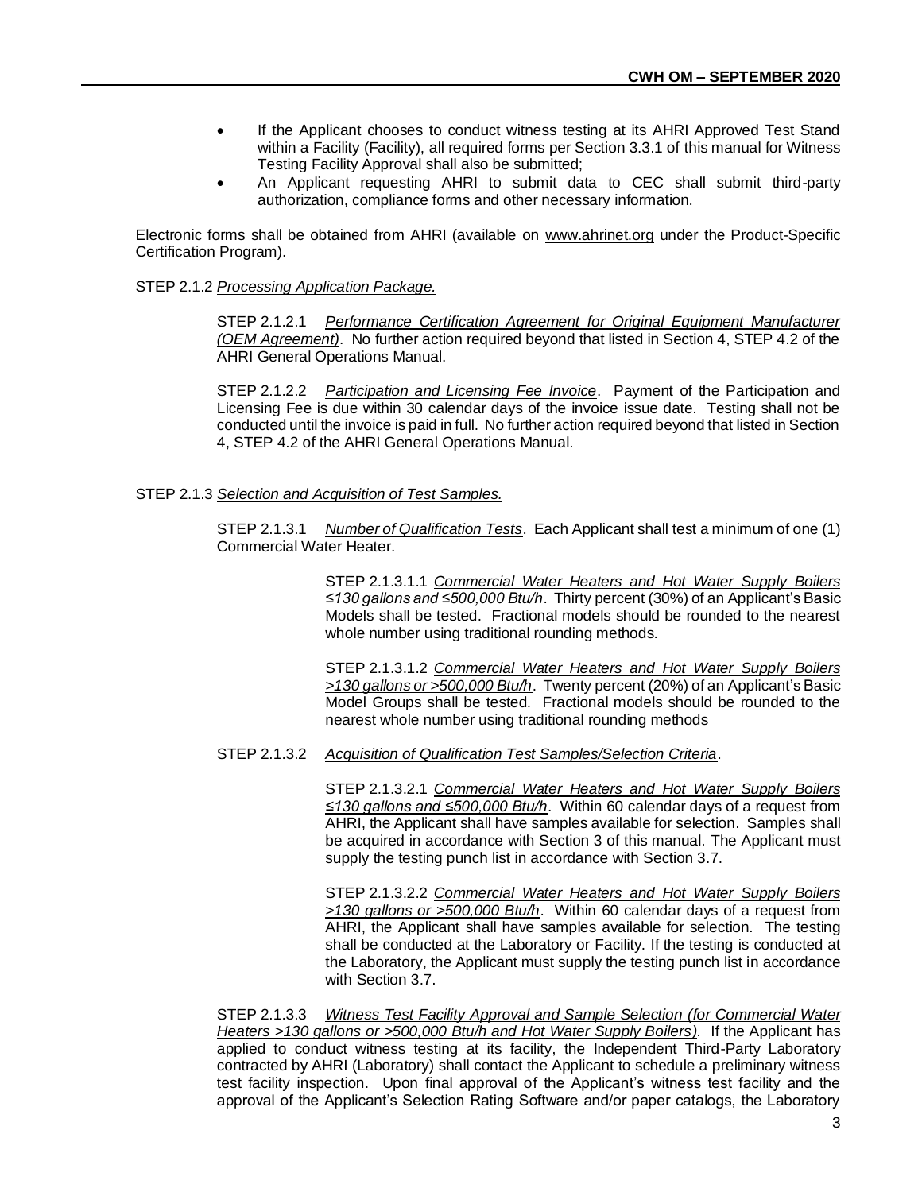- If the Applicant chooses to conduct witness testing at its AHRI Approved Test Stand within a Facility (Facility), all required forms per Section 3.3.1 of this manual for Witness Testing Facility Approval shall also be submitted;
- An Applicant requesting AHRI to submit data to CEC shall submit third-party authorization, compliance forms and other necessary information.

Electronic forms shall be obtained from AHRI (available on www.ahrinet.org under the Product-Specific Certification Program).

STEP 2.1.2 *Processing Application Package.*

STEP 2.1.2.1 *Performance Certification Agreement for Original Equipment Manufacturer (OEM Agreement)*. No further action required beyond that listed in Section 4, STEP 4.2 of the AHRI General Operations Manual.

STEP 2.1.2.2 *Participation and Licensing Fee Invoice*. Payment of the Participation and Licensing Fee is due within 30 calendar days of the invoice issue date. Testing shall not be conducted until the invoice is paid in full. No further action required beyond that listed in Section 4, STEP 4.2 of the AHRI General Operations Manual.

STEP 2.1.3 *Selection and Acquisition of Test Samples.*

STEP 2.1.3.1 *Number of Qualification Tests*. Each Applicant shall test a minimum of one (1) Commercial Water Heater.

STEP 2.1.3.1.1 *Commercial Water Heaters and Hot Water Supply Boilers ≤130 gallons and ≤500,000 Btu/h*. Thirty percent (30%) of an Applicant's Basic Models shall be tested. Fractional models should be rounded to the nearest whole number using traditional rounding methods.

STEP 2.1.3.1.2 *Commercial Water Heaters and Hot Water Supply Boilers >130 gallons or >500,000 Btu/h*. Twenty percent (20%) of an Applicant's Basic Model Groups shall be tested. Fractional models should be rounded to the nearest whole number using traditional rounding methods

STEP 2.1.3.2 *Acquisition of Qualification Test Samples/Selection Criteria*.

STEP 2.1.3.2.1 *Commercial Water Heaters and Hot Water Supply Boilers ≤130 gallons and ≤500,000 Btu/h*. Within 60 calendar days of a request from AHRI, the Applicant shall have samples available for selection. Samples shall be acquired in accordance with Section 3 of this manual. The Applicant must supply the testing punch list in accordance with Section 3.7.

STEP 2.1.3.2.2 *Commercial Water Heaters and Hot Water Supply Boilers >130 gallons or >500,000 Btu/h*. Within 60 calendar days of a request from AHRI, the Applicant shall have samples available for selection. The testing shall be conducted at the Laboratory or Facility. If the testing is conducted at the Laboratory, the Applicant must supply the testing punch list in accordance with Section 3.7.

STEP 2.1.3.3 *Witness Test Facility Approval and Sample Selection (for Commercial Water Heaters >130 gallons or >500,000 Btu/h and Hot Water Supply Boilers)*. If the Applicant has applied to conduct witness testing at its facility, the Independent Third-Party Laboratory contracted by AHRI (Laboratory) shall contact the Applicant to schedule a preliminary witness test facility inspection. Upon final approval of the Applicant's witness test facility and the approval of the Applicant's Selection Rating Software and/or paper catalogs, the Laboratory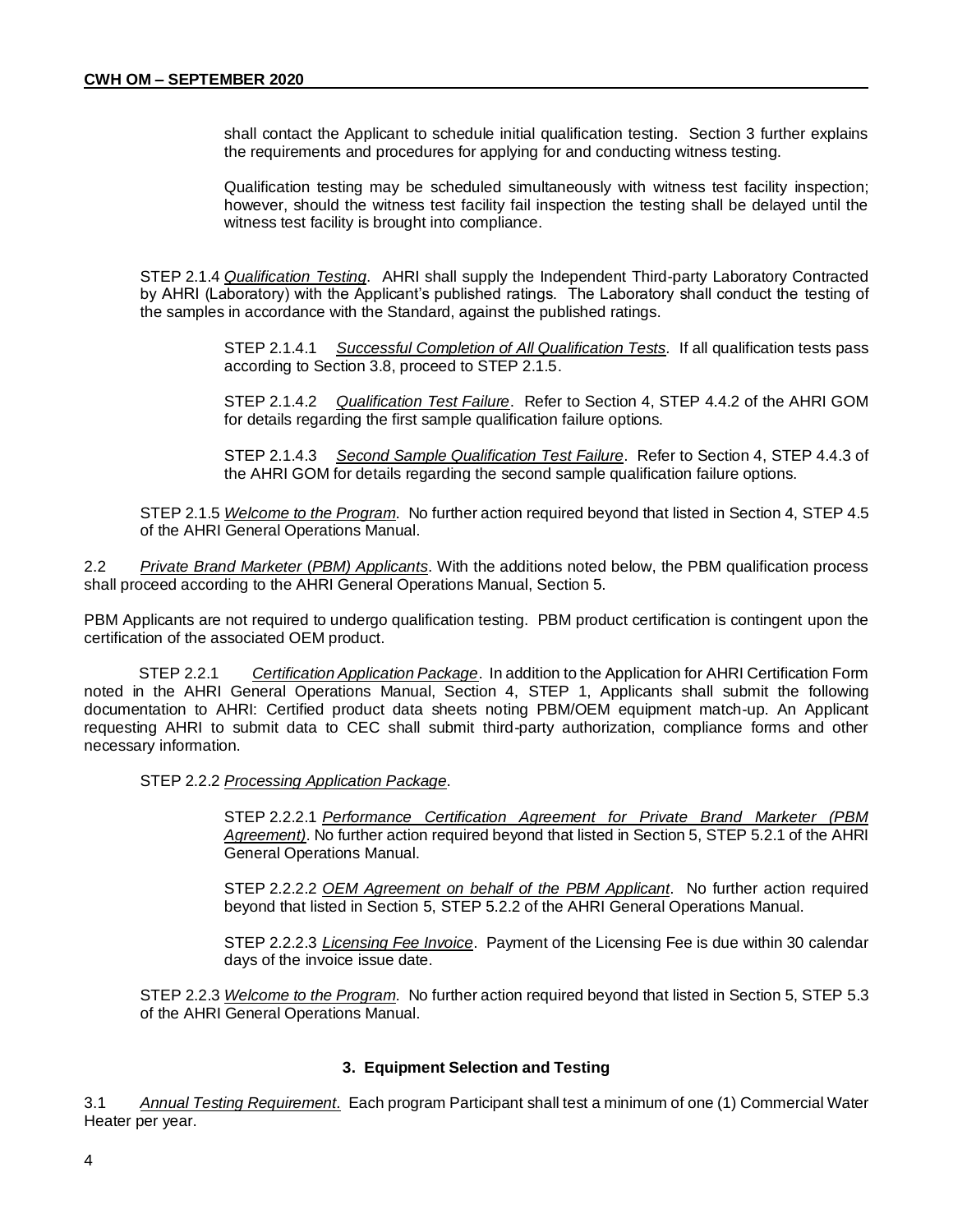shall contact the Applicant to schedule initial qualification testing. Section 3 further explains the requirements and procedures for applying for and conducting witness testing.

Qualification testing may be scheduled simultaneously with witness test facility inspection; however, should the witness test facility fail inspection the testing shall be delayed until the witness test facility is brought into compliance.

STEP 2.1.4 *Qualification Testing*. AHRI shall supply the Independent Third-party Laboratory Contracted by AHRI (Laboratory) with the Applicant's published ratings. The Laboratory shall conduct the testing of the samples in accordance with the Standard, against the published ratings.

STEP 2.1.4.1 *Successful Completion of All Qualification Tests*. If all qualification tests pass according to Section 3.8, proceed to STEP 2.1.5.

STEP 2.1.4.2 *Qualification Test Failure*. Refer to Section 4, STEP 4.4.2 of the AHRI GOM for details regarding the first sample qualification failure options.

STEP 2.1.4.3 *Second Sample Qualification Test Failure*. Refer to Section 4, STEP 4.4.3 of the AHRI GOM for details regarding the second sample qualification failure options.

STEP 2.1.5 *Welcome to the Program.* No further action required beyond that listed in Section 4, STEP 4.5 of the AHRI General Operations Manual.

2.2 *Private Brand Marketer (PBM) Applicants*. With the additions noted below, the PBM qualification process shall proceed according to the AHRI General Operations Manual, Section 5.

PBM Applicants are not required to undergo qualification testing. PBM product certification is contingent upon the certification of the associated OEM product.

STEP 2.2.1 *Certification Application Package*. In addition to the Application for AHRI Certification Form noted in the AHRI General Operations Manual, Section 4, STEP 1, Applicants shall submit the following documentation to AHRI: Certified product data sheets noting PBM/OEM equipment match-up. An Applicant requesting AHRI to submit data to CEC shall submit third-party authorization, compliance forms and other necessary information.

STEP 2.2.2 *Processing Application Package*.

STEP 2.2.2.1 *Performance Certification Agreement for Private Brand Marketer (PBM Agreement)*. No further action required beyond that listed in Section 5, STEP 5.2.1 of the AHRI General Operations Manual.

STEP 2.2.2.2 *OEM Agreement on behalf of the PBM Applicant*. No further action required beyond that listed in Section 5, STEP 5.2.2 of the AHRI General Operations Manual.

STEP 2.2.2.3 *Licensing Fee Invoice*. Payment of the Licensing Fee is due within 30 calendar days of the invoice issue date.

STEP 2.2.3 *Welcome to the Program.* No further action required beyond that listed in Section 5, STEP 5.3 of the AHRI General Operations Manual.

## 3. Equipment Selection and Testing

3.1 *Annual Testing Requirement*. Each program Participant shall test a minimum of one (1) Commercial Water Heater per year.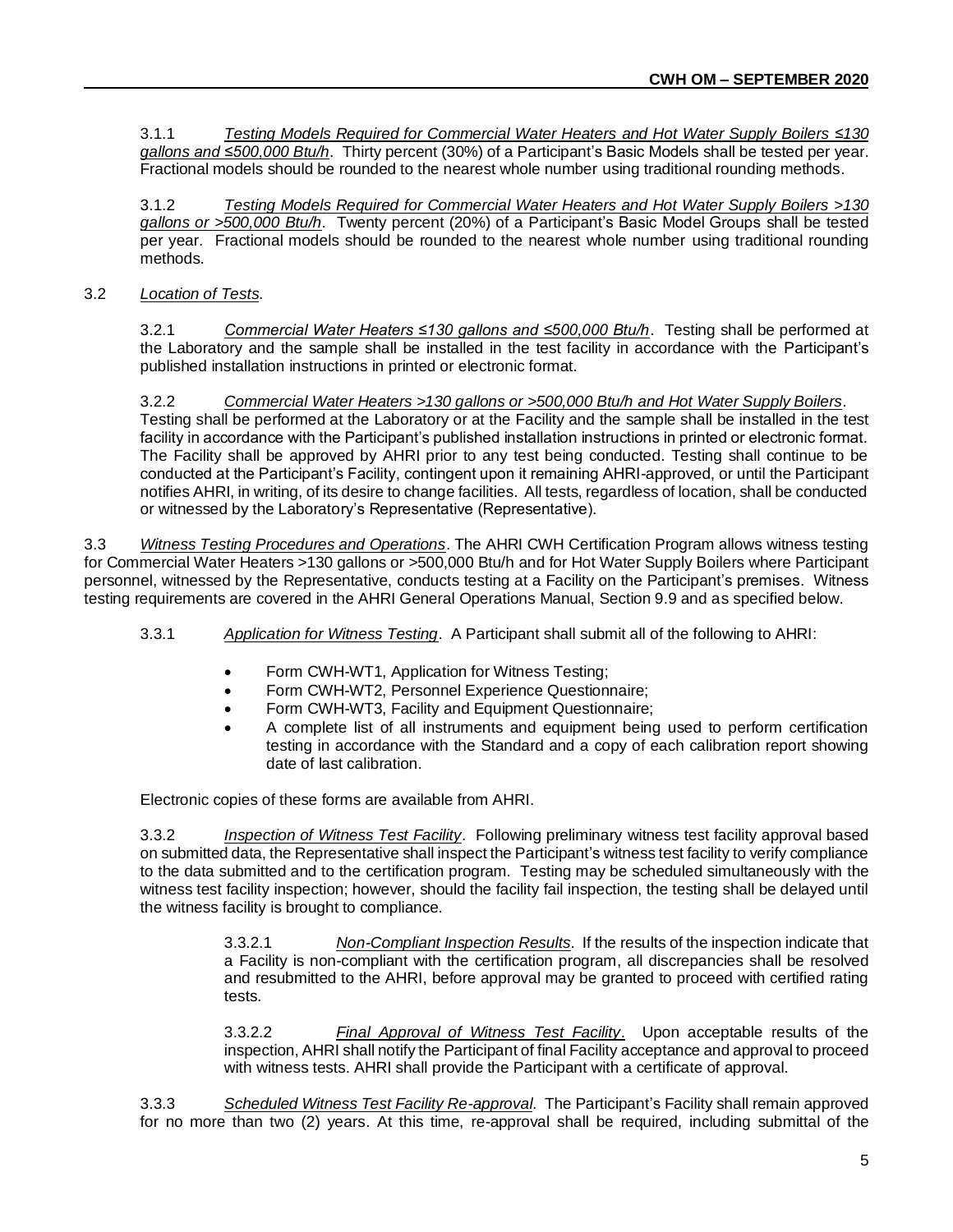3.1.1 *Testing Models Required for Commercial Water Heaters and Hot Water Supply Boilers ≤130 gallons and ≤500,000 Btu/h*. Thirty percent (30%) of a Participant's Basic Models shall be tested per year. Fractional models should be rounded to the nearest whole number using traditional rounding methods.

3.1.2 *Testing Models Required for Commercial Water Heaters and Hot Water Supply Boilers >130 gallons or >500,000 Btu/h*. Twenty percent (20%) of a Participant's Basic Model Groups shall be tested per year. Fractional models should be rounded to the nearest whole number using traditional rounding methods.

3.2 *Location of Tests*.

3.2.1 *Commercial Water Heaters ≤130 gallons and ≤500,000 Btu/h*. Testing shall be performed at the Laboratory and the sample shall be installed in the test facility in accordance with the Participant's published installation instructions in printed or electronic format.

3.2.2 *Commercial Water Heaters >130 gallons or >500,000 Btu/h and Hot Water Supply Boilers*. Testing shall be performed at the Laboratory or at the Facility and the sample shall be installed in the test facility in accordance with the Participant's published installation instructions in printed or electronic format. The Facility shall be approved by AHRI prior to any test being conducted. Testing shall continue to be conducted at the Participant's Facility, contingent upon it remaining AHRI-approved, or until the Participant notifies AHRI, in writing, of its desire to change facilities. All tests, regardless of location, shall be conducted or witnessed by the Laboratory's Representative (Representative).

3.3 *Witness Testing Procedures and Operations*. The AHRI CWH Certification Program allows witness testing for Commercial Water Heaters >130 gallons or >500,000 Btu/h and for Hot Water Supply Boilers where Participant personnel, witnessed by the Representative, conducts testing at a Facility on the Participant's premises. Witness testing requirements are covered in the AHRI General Operations Manual, Section 9.9 and as specified below.

3.3.1 *Application for Witness Testing*. A Participant shall submit all of the following to AHRI:

- Form CWH-WT1, Application for Witness Testing;
- Form CWH-WT2, Personnel Experience Questionnaire;
- Form CWH-WT3, Facility and Equipment Questionnaire;
- A complete list of all instruments and equipment being used to perform certification testing in accordance with the Standard and a copy of each calibration report showing date of last calibration.

Electronic copies of these forms are available from AHRI.

3.3.2 *Inspection of Witness Test Facility*. Following preliminary witness test facility approval based on submitted data, the Representative shall inspect the Participant's witness test facility to verify compliance to the data submitted and to the certification program. Testing may be scheduled simultaneously with the witness test facility inspection; however, should the facility fail inspection, the testing shall be delayed until the witness facility is brought to compliance.

3.3.2.1 *Non-Compliant Inspection Results*. If the results of the inspection indicate that a Facility is non-compliant with the certification program, all discrepancies shall be resolved and resubmitted to the AHRI, before approval may be granted to proceed with certified rating tests.

3.3.2.2 *Final Approval of Witness Test Facility*. Upon acceptable results of the inspection, AHRI shall notify the Participant of final Facility acceptance and approval to proceed with witness tests. AHRI shall provide the Participant with a certificate of approval.

3.3.3 *Scheduled Witness Test Facility Re-approval*. The Participant's Facility shall remain approved for no more than two (2) years. At this time, re-approval shall be required, including submittal of the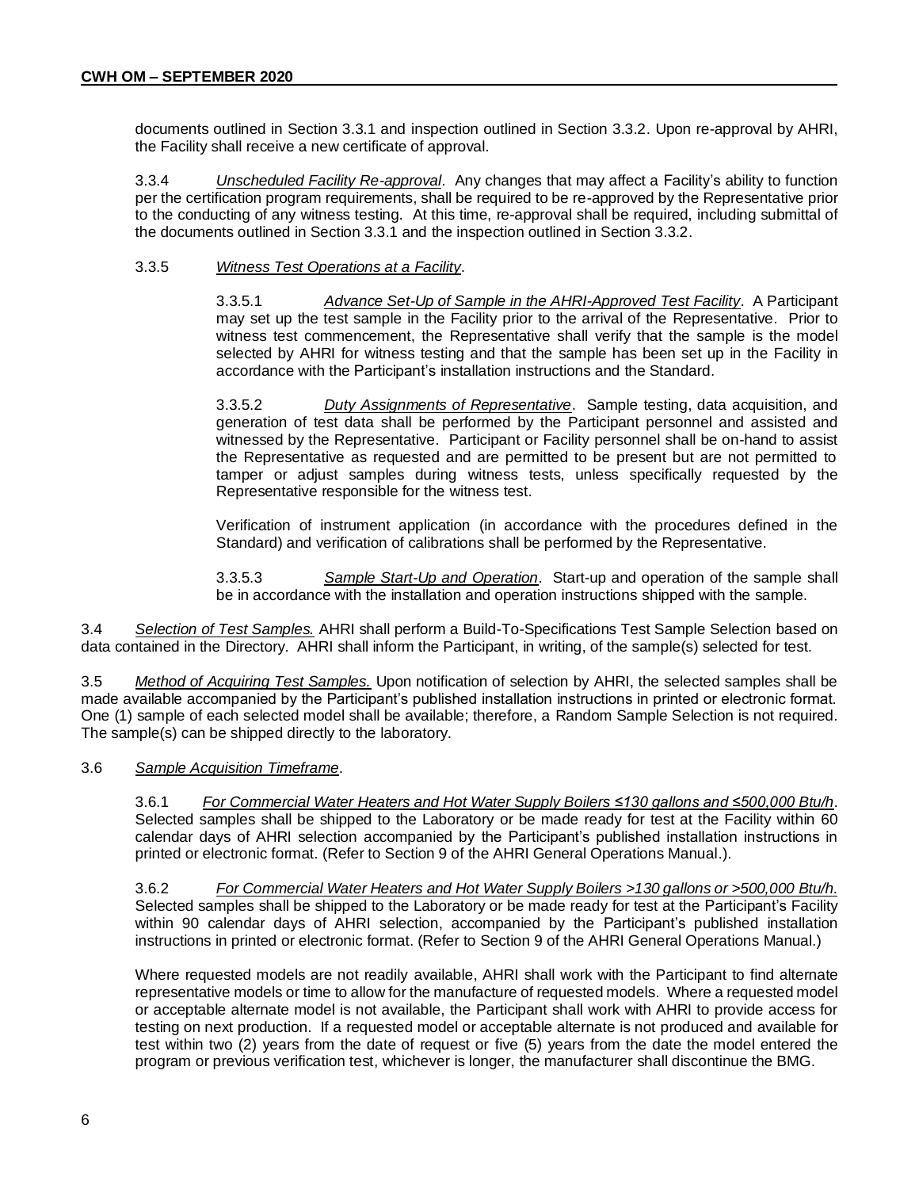documents outlined in Section 3.3.1 and inspection outlined in Section 3.3.2. Upon re-approval by AHRI, the Facility shall receive a new certificate of approval.

3.3.4 *Unscheduled Facility Re-approval*. Any changes that may affect a Facility's ability to function per the certification program requirements, shall be required to be re-approved by the Representative prior to the conducting of any witness testing. At this time, re-approval shall be required, including submittal of the documents outlined in Section 3.3.1 and the inspection outlined in Section 3.3.2.

3.3.5 *Witness Test Operations at a Facility*.

3.3.5.1 *Advance Set-Up of Sample in the AHRI-Approved Test Facility*. A Participant may set up the test sample in the Facility prior to the arrival of the Representative. Prior to witness test commencement, the Representative shall verify that the sample is the model selected by AHRI for witness testing and that the sample has been set up in the Facility in accordance with the Participant's installation instructions and the Standard.

3.3.5.2 *Duty Assignments of Representative*. Sample testing, data acquisition, and generation of test data shall be performed by the Participant personnel and assisted and witnessed by the Representative. Participant or Facility personnel shall be on-hand to assist the Representative as requested and are permitted to be present but are not permitted to tamper or adjust samples during witness tests, unless specifically requested by the Representative responsible for the witness test.

Verification of instrument application (in accordance with the procedures defined in the Standard) and verification of calibrations shall be performed by the Representative.

3.3.5.3 *Sample Start-Up and Operation*. Start-up and operation of the sample shall be in accordance with the installation and operation instructions shipped with the sample.

3.4 *Selection of Test Samples.* AHRI shall perform a Build-To-Specifications Test Sample Selection based on data contained in the Directory. AHRI shall inform the Participant, in writing, of the sample(s) selected for test.

3.5 *Method of Acquiring Test Samples.* Upon notification of selection by AHRI, the selected samples shall be made available accompanied by the Participant's published installation instructions in printed or electronic format. One (1) sample of each selected model shall be available; therefore, a Random Sample Selection is not required. The sample(s) can be shipped directly to the laboratory.

3.6 *Sample Acquisition Timeframe*.

3.6.1 *For Commercial Water Heaters and Hot Water Supply Boilers ≤130 gallons and ≤500,000 Btu/h*. Selected samples shall be shipped to the Laboratory or be made ready for test at the Facility within 60 calendar days of AHRI selection accompanied by the Participant's published installation instructions in printed or electronic format. (Refer to Section 9 of the AHRI General Operations Manual.).

3.6.2 *For Commercial Water Heaters and Hot Water Supply Boilers >130 gallons or >500,000 Btu/h.* Selected samples shall be shipped to the Laboratory or be made ready for test at the Participant's Facility within 90 calendar days of AHRI selection, accompanied by the Participant's published installation instructions in printed or electronic format. (Refer to Section 9 of the AHRI General Operations Manual.)

Where requested models are not readily available, AHRI shall work with the Participant to find alternate representative models or time to allow for the manufacture of requested models. Where a requested model or acceptable alternate model is not available, the Participant shall work with AHRI to provide access for testing on next production. If a requested model or acceptable alternate is not produced and available for test within two (2) years from the date of request or five (5) years from the date the model entered the program or previous verification test, whichever is longer, the manufacturer shall discontinue the BMG.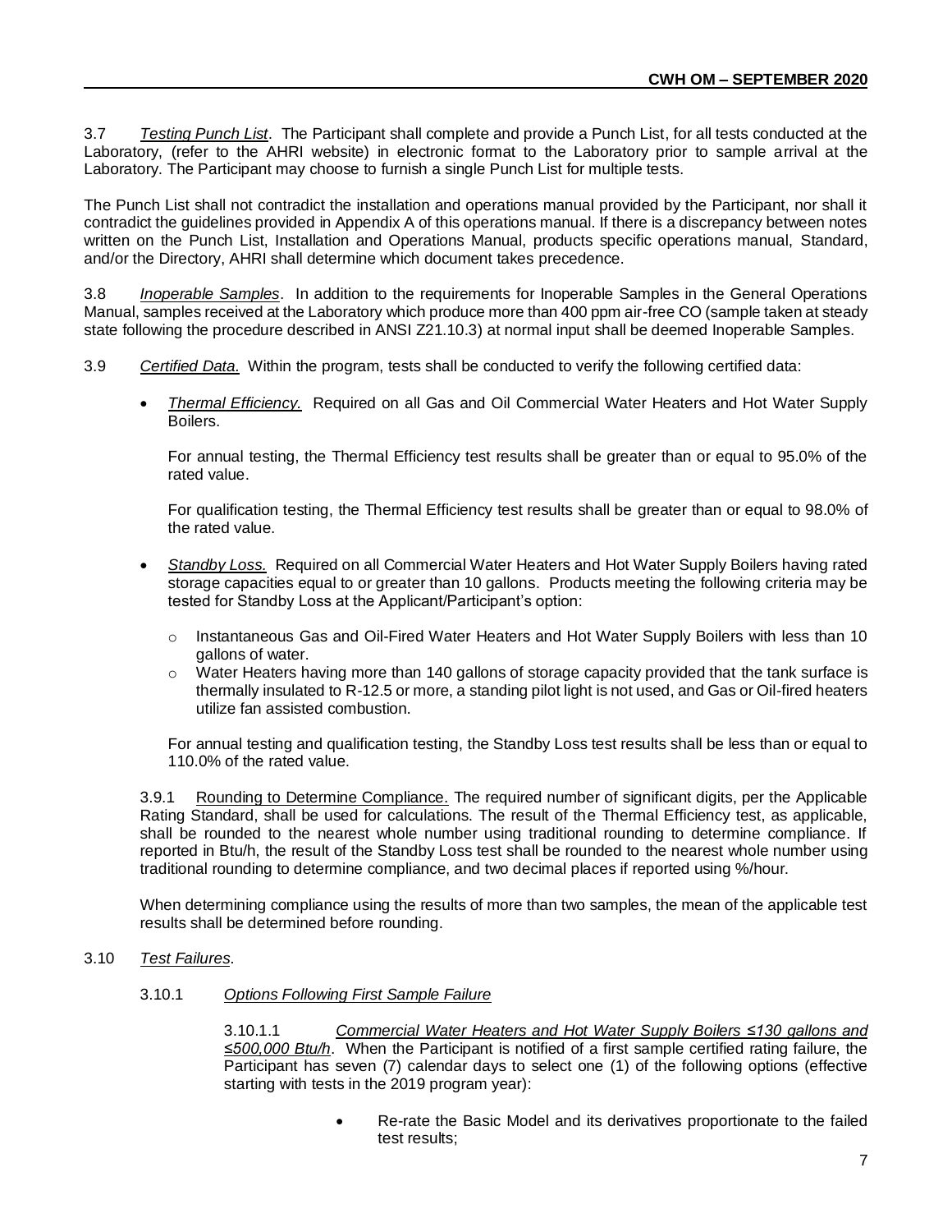3.7 *Testing Punch List*. The Participant shall complete and provide a Punch List, for all tests conducted at the Laboratory, (refer to the AHRI website) in electronic format to the Laboratory prior to sample arrival at the Laboratory. The Participant may choose to furnish a single Punch List for multiple tests.

The Punch List shall not contradict the installation and operations manual provided by the Participant, nor shall it contradict the guidelines provided in Appendix A of this operations manual. If there is a discrepancy between notes written on the Punch List, Installation and Operations Manual, products specific operations manual, Standard, and/or the Directory, AHRI shall determine which document takes precedence.

3.8 *Inoperable Samples*. In addition to the requirements for Inoperable Samples in the General Operations Manual, samples received at the Laboratory which produce more than 400 ppm air-free CO (sample taken at steady state following the procedure described in ANSI Z21.10.3) at normal input shall be deemed Inoperable Samples.

3.9 *Certified Data.* Within the program, tests shall be conducted to verify the following certified data:

- *Thermal Efficiency.* Required on all Gas and Oil Commercial Water Heaters and Hot Water Supply Boilers.

  For annual testing, the Thermal Efficiency test results shall be greater than or equal to 95.0% of the rated value.

  For qualification testing, the Thermal Efficiency test results shall be greater than or equal to 98.0% of the rated value.

- *Standby Loss.* Required on all Commercial Water Heaters and Hot Water Supply Boilers having rated storage capacities equal to or greater than 10 gallons. Products meeting the following criteria may be tested for Standby Loss at the Applicant/Participant's option:

  - Instantaneous Gas and Oil-Fired Water Heaters and Hot Water Supply Boilers with less than 10 gallons of water.
  - Water Heaters having more than 140 gallons of storage capacity provided that the tank surface is thermally insulated to R-12.5 or more, a standing pilot light is not used, and Gas or Oil-fired heaters utilize fan assisted combustion.

  For annual testing and qualification testing, the Standby Loss test results shall be less than or equal to 110.0% of the rated value.

3.9.1 Rounding to Determine Compliance. The required number of significant digits, per the Applicable Rating Standard, shall be used for calculations. The result of the Thermal Efficiency test, as applicable, shall be rounded to the nearest whole number using traditional rounding to determine compliance. If reported in Btu/h, the result of the Standby Loss test shall be rounded to the nearest whole number using traditional rounding to determine compliance, and two decimal places if reported using %/hour.

When determining compliance using the results of more than two samples, the mean of the applicable test results shall be determined before rounding.

3.10 *Test Failures*.

3.10.1 *Options Following First Sample Failure*

3.10.1.1 *Commercial Water Heaters and Hot Water Supply Boilers ≤130 gallons and ≤500,000 Btu/h*. When the Participant is notified of a first sample certified rating failure, the Participant has seven (7) calendar days to select one (1) of the following options (effective starting with tests in the 2019 program year):

- Re-rate the Basic Model and its derivatives proportionate to the failed test results;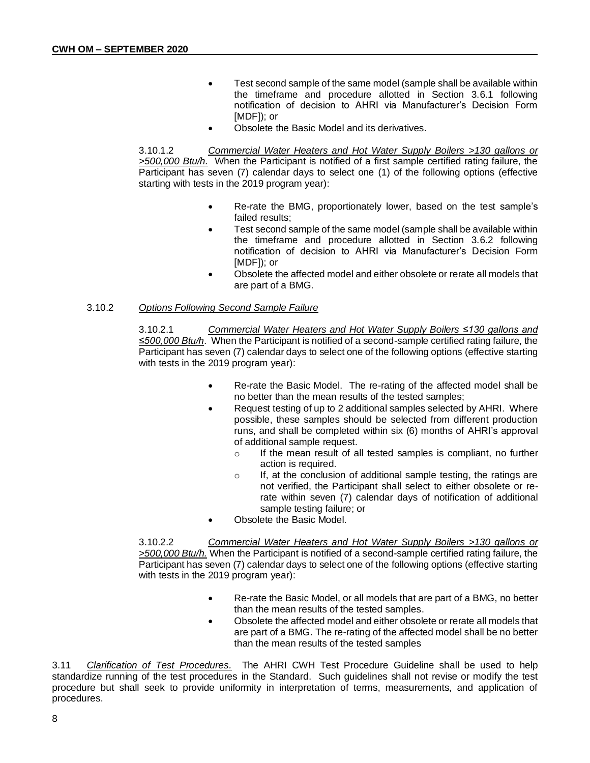- Test second sample of the same model (sample shall be available within the timeframe and procedure allotted in Section 3.6.1 following notification of decision to AHRI via Manufacturer's Decision Form [MDF]); or
- Obsolete the Basic Model and its derivatives.

3.10.1.2 *Commercial Water Heaters and Hot Water Supply Boilers >130 gallons or >500,000 Btu/h.* When the Participant is notified of a first sample certified rating failure, the Participant has seven (7) calendar days to select one (1) of the following options (effective starting with tests in the 2019 program year):

- Re-rate the BMG, proportionately lower, based on the test sample's failed results;
- Test second sample of the same model (sample shall be available within the timeframe and procedure allotted in Section 3.6.2 following notification of decision to AHRI via Manufacturer's Decision Form [MDF]); or
- Obsolete the affected model and either obsolete or rerate all models that are part of a BMG.

3.10.2 *Options Following Second Sample Failure*

3.10.2.1 *Commercial Water Heaters and Hot Water Supply Boilers ≤130 gallons and ≤500,000 Btu/h*. When the Participant is notified of a second-sample certified rating failure, the Participant has seven (7) calendar days to select one of the following options (effective starting with tests in the 2019 program year):

- Re-rate the Basic Model. The re-rating of the affected model shall be no better than the mean results of the tested samples;
- Request testing of up to 2 additional samples selected by AHRI. Where possible, these samples should be selected from different production runs, and shall be completed within six (6) months of AHRI's approval of additional sample request.
  - If the mean result of all tested samples is compliant, no further action is required.
  - If, at the conclusion of additional sample testing, the ratings are not verified, the Participant shall select to either obsolete or re-rate within seven (7) calendar days of notification of additional sample testing failure; or
- Obsolete the Basic Model.

3.10.2.2 *Commercial Water Heaters and Hot Water Supply Boilers >130 gallons or >500,000 Btu/h.* When the Participant is notified of a second-sample certified rating failure, the Participant has seven (7) calendar days to select one of the following options (effective starting with tests in the 2019 program year):

- Re-rate the Basic Model, or all models that are part of a BMG, no better than the mean results of the tested samples.
- Obsolete the affected model and either obsolete or rerate all models that are part of a BMG. The re-rating of the affected model shall be no better than the mean results of the tested samples

3.11 *Clarification of Test Procedures*. The AHRI CWH Test Procedure Guideline shall be used to help standardize running of the test procedures in the Standard. Such guidelines shall not revise or modify the test procedure but shall seek to provide uniformity in interpretation of terms, measurements, and application of procedures.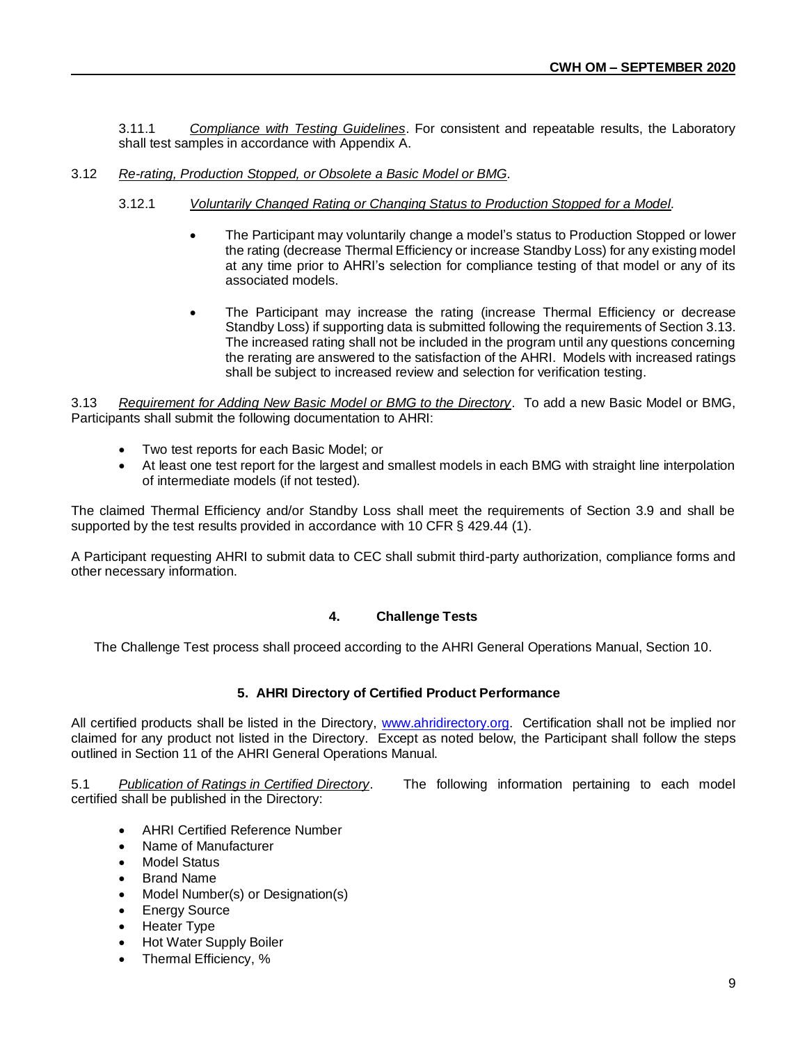3.11.1 *Compliance with Testing Guidelines*. For consistent and repeatable results, the Laboratory shall test samples in accordance with Appendix A.

3.12 *Re-rating, Production Stopped, or Obsolete a Basic Model or BMG.*

3.12.1 *Voluntarily Changed Rating or Changing Status to Production Stopped for a Model.*

- The Participant may voluntarily change a model's status to Production Stopped or lower the rating (decrease Thermal Efficiency or increase Standby Loss) for any existing model at any time prior to AHRI's selection for compliance testing of that model or any of its associated models.
- The Participant may increase the rating (increase Thermal Efficiency or decrease Standby Loss) if supporting data is submitted following the requirements of Section 3.13. The increased rating shall not be included in the program until any questions concerning the rerating are answered to the satisfaction of the AHRI. Models with increased ratings shall be subject to increased review and selection for verification testing.

3.13 *Requirement for Adding New Basic Model or BMG to the Directory*. To add a new Basic Model or BMG, Participants shall submit the following documentation to AHRI:

- Two test reports for each Basic Model; or
- At least one test report for the largest and smallest models in each BMG with straight line interpolation of intermediate models (if not tested).

The claimed Thermal Efficiency and/or Standby Loss shall meet the requirements of Section 3.9 and shall be supported by the test results provided in accordance with 10 CFR § 429.44 (1).

A Participant requesting AHRI to submit data to CEC shall submit third-party authorization, compliance forms and other necessary information.

## 4. Challenge Tests

The Challenge Test process shall proceed according to the AHRI General Operations Manual, Section 10.

## 5. AHRI Directory of Certified Product Performance

All certified products shall be listed in the Directory, www.ahridirectory.org. Certification shall not be implied nor claimed for any product not listed in the Directory. Except as noted below, the Participant shall follow the steps outlined in Section 11 of the AHRI General Operations Manual.

5.1 *Publication of Ratings in Certified Directory*. The following information pertaining to each model certified shall be published in the Directory:

- AHRI Certified Reference Number
- Name of Manufacturer
- Model Status
- Brand Name
- Model Number(s) or Designation(s)
- Energy Source
- Heater Type
- Hot Water Supply Boiler
- Thermal Efficiency, %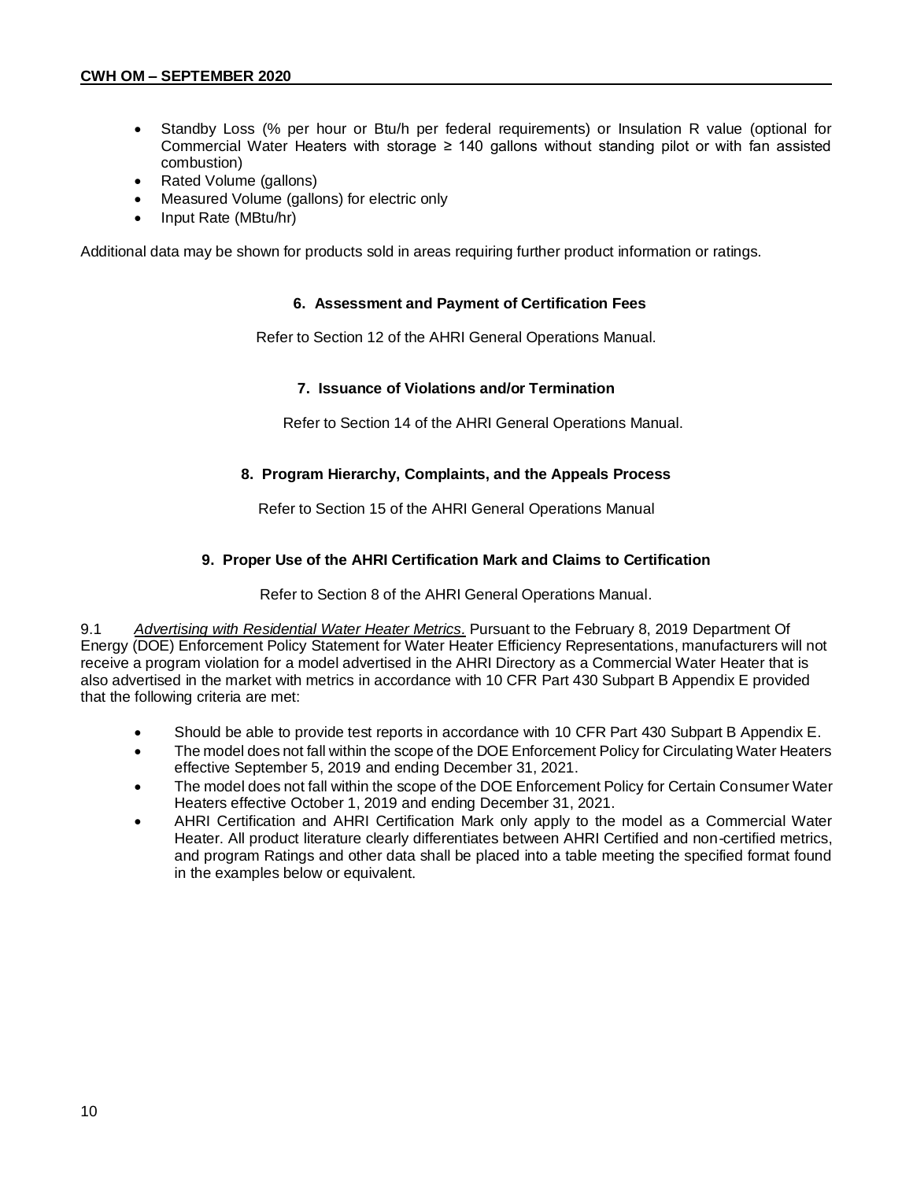- Standby Loss (% per hour or Btu/h per federal requirements) or Insulation R value (optional for Commercial Water Heaters with storage ≥ 140 gallons without standing pilot or with fan assisted combustion)
- Rated Volume (gallons)
- Measured Volume (gallons) for electric only
- Input Rate (MBtu/hr)

Additional data may be shown for products sold in areas requiring further product information or ratings.

## 6. Assessment and Payment of Certification Fees

Refer to Section 12 of the AHRI General Operations Manual.

## 7. Issuance of Violations and/or Termination

Refer to Section 14 of the AHRI General Operations Manual.

## 8. Program Hierarchy, Complaints, and the Appeals Process

Refer to Section 15 of the AHRI General Operations Manual

## 9. Proper Use of the AHRI Certification Mark and Claims to Certification

Refer to Section 8 of the AHRI General Operations Manual.

9.1 *Advertising with Residential Water Heater Metrics*. Pursuant to the February 8, 2019 Department Of Energy (DOE) Enforcement Policy Statement for Water Heater Efficiency Representations, manufacturers will not receive a program violation for a model advertised in the AHRI Directory as a Commercial Water Heater that is also advertised in the market with metrics in accordance with 10 CFR Part 430 Subpart B Appendix E provided that the following criteria are met:

- Should be able to provide test reports in accordance with 10 CFR Part 430 Subpart B Appendix E.
- The model does not fall within the scope of the DOE Enforcement Policy for Circulating Water Heaters effective September 5, 2019 and ending December 31, 2021.
- The model does not fall within the scope of the DOE Enforcement Policy for Certain Consumer Water Heaters effective October 1, 2019 and ending December 31, 2021.
- AHRI Certification and AHRI Certification Mark only apply to the model as a Commercial Water Heater. All product literature clearly differentiates between AHRI Certified and non-certified metrics, and program Ratings and other data shall be placed into a table meeting the specified format found in the examples below or equivalent.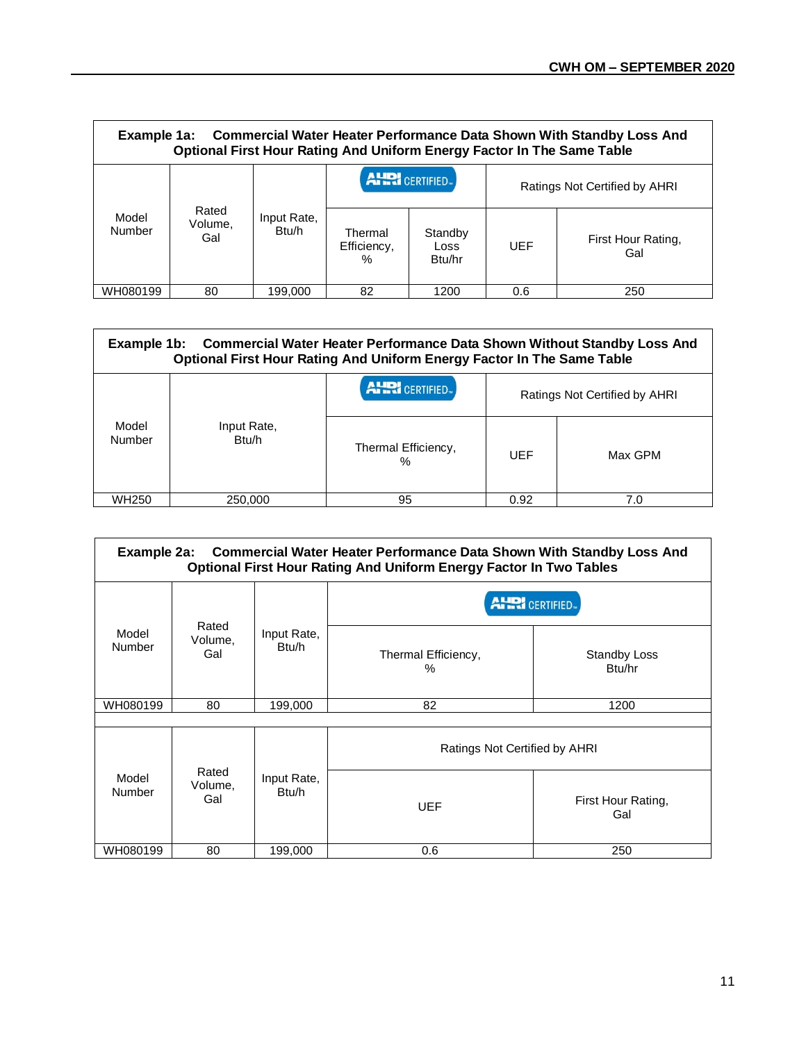| Example 1a: Commercial Water Heater Performance Data Shown With Standby Loss And Optional First Hour Rating And Uniform Energy Factor In The Same Table | | | | | | |
|---|---|---|---|---|---|---|
| Model Number | Rated Volume, Gal | Input Rate, Btu/h | AHRI CERTIFIED | | Ratings Not Certified by AHRI | |
| | | | Thermal Efficiency, % | Standby Loss Btu/hr | UEF | First Hour Rating, Gal |
| WH080199 | 80 | 199,000 | 82 | 1200 | 0.6 | 250 |

| Example 1b: Commercial Water Heater Performance Data Shown Without Standby Loss And Optional First Hour Rating And Uniform Energy Factor In The Same Table | | | | |
|---|---|---|---|---|
| Model Number | Input Rate, Btu/h | AHRI CERTIFIED | Ratings Not Certified by AHRI | |
| | | Thermal Efficiency, % | UEF | Max GPM |
| WH250 | 250,000 | 95 | 0.92 | 7.0 |

| Example 2a: Commercial Water Heater Performance Data Shown With Standby Loss And Optional First Hour Rating And Uniform Energy Factor In Two Tables | | | | |
|---|---|---|---|---|
| Model Number | Rated Volume, Gal | Input Rate, Btu/h | AHRI CERTIFIED | |
| | | | Thermal Efficiency, % | Standby Loss Btu/hr |
| WH080199 | 80 | 199,000 | 82 | 1200 |
| | | | | |
| Model Number | Rated Volume, Gal | Input Rate, Btu/h | Ratings Not Certified by AHRI | |
| | | | UEF | First Hour Rating, Gal |
| WH080199 | 80 | 199,000 | 0.6 | 250 |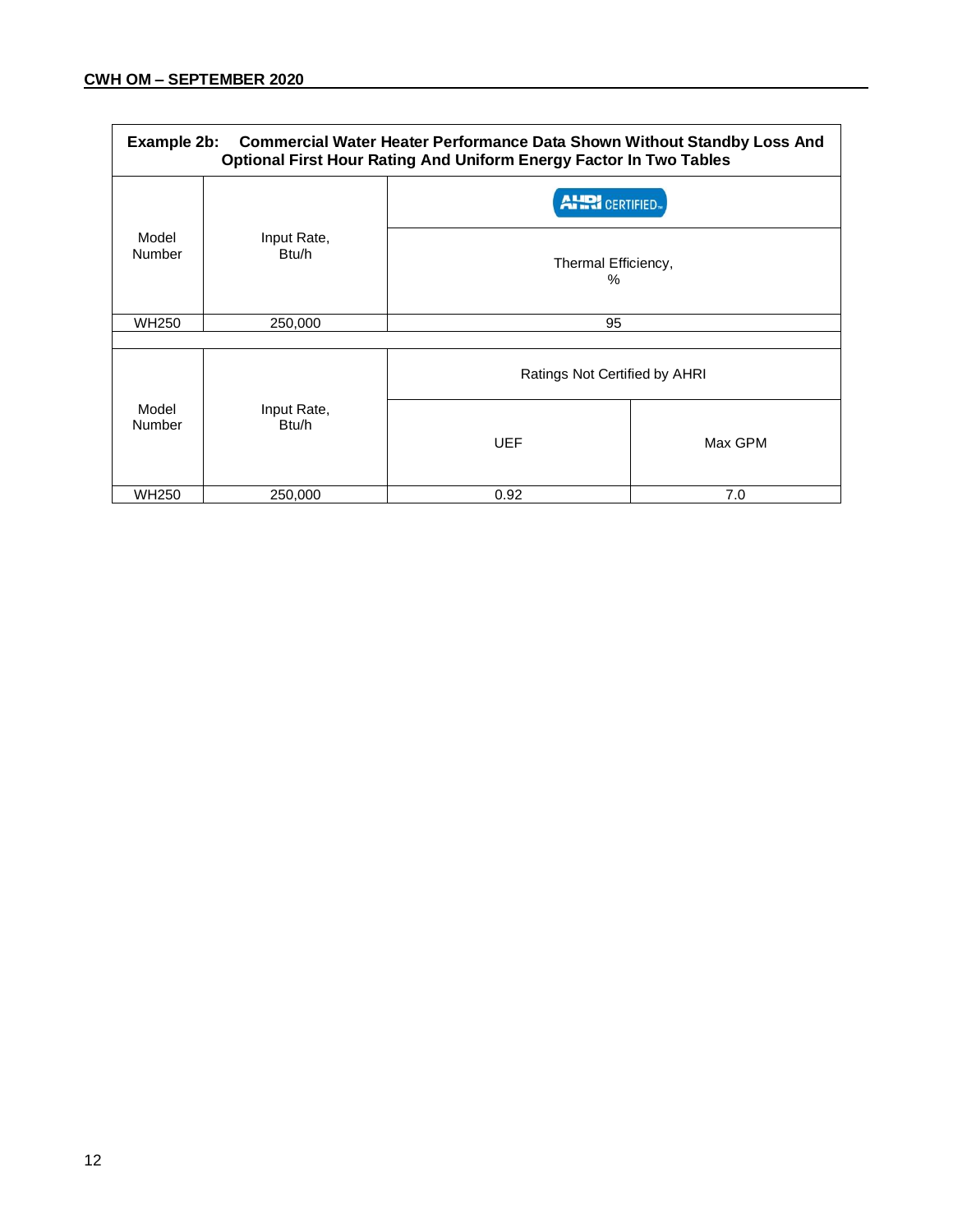**Example 2b: Commercial Water Heater Performance Data Shown Without Standby Loss And Optional First Hour Rating And Uniform Energy Factor In Two Tables**

| Model Number | Input Rate, Btu/h | AHRI CERTIFIED |
|---|---|---|
| | | Thermal Efficiency, % |
| WH250 | 250,000 | 95 |

| Model Number | Input Rate, Btu/h | Ratings Not Certified by AHRI | |
|---|---|---|---|
| | | UEF | Max GPM |
| WH250 | 250,000 | 0.92 | 7.0 |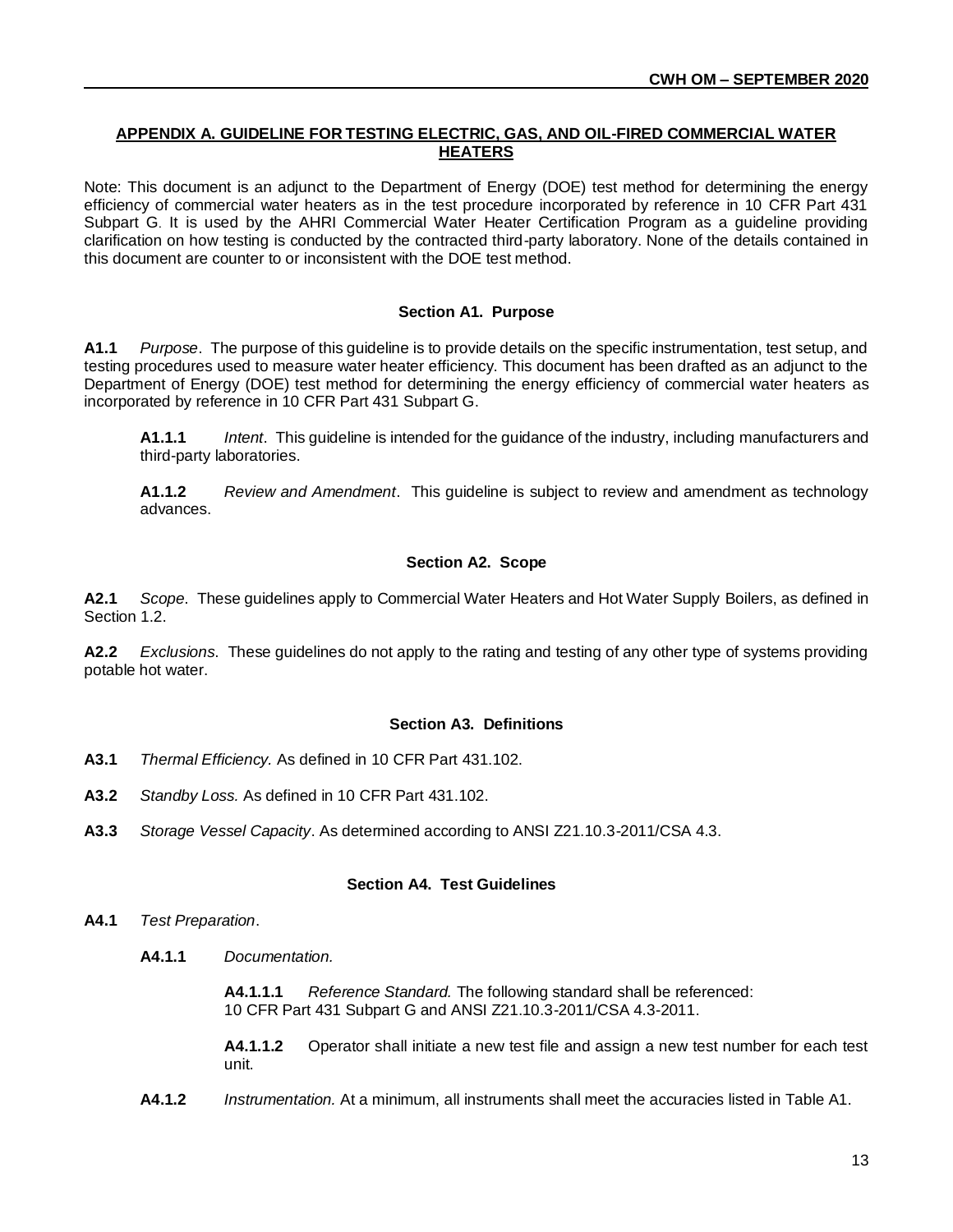## APPENDIX A. GUIDELINE FOR TESTING ELECTRIC, GAS, AND OIL-FIRED COMMERCIAL WATER HEATERS

Note: This document is an adjunct to the Department of Energy (DOE) test method for determining the energy efficiency of commercial water heaters as in the test procedure incorporated by reference in 10 CFR Part 431 Subpart G. It is used by the AHRI Commercial Water Heater Certification Program as a guideline providing clarification on how testing is conducted by the contracted third-party laboratory. None of the details contained in this document are counter to or inconsistent with the DOE test method.

### Section A1. Purpose

**A1.1** *Purpose*. The purpose of this guideline is to provide details on the specific instrumentation, test setup, and testing procedures used to measure water heater efficiency. This document has been drafted as an adjunct to the Department of Energy (DOE) test method for determining the energy efficiency of commercial water heaters as incorporated by reference in 10 CFR Part 431 Subpart G.

**A1.1.1** *Intent*. This guideline is intended for the guidance of the industry, including manufacturers and third-party laboratories.

**A1.1.2** *Review and Amendment*. This guideline is subject to review and amendment as technology advances.

### Section A2. Scope

**A2.1** *Scope*. These guidelines apply to Commercial Water Heaters and Hot Water Supply Boilers, as defined in Section 1.2.

**A2.2** *Exclusions*. These guidelines do not apply to the rating and testing of any other type of systems providing potable hot water.

### Section A3. Definitions

**A3.1** *Thermal Efficiency.* As defined in 10 CFR Part 431.102.

**A3.2** *Standby Loss.* As defined in 10 CFR Part 431.102.

**A3.3** *Storage Vessel Capacity*. As determined according to ANSI Z21.10.3-2011/CSA 4.3.

### Section A4. Test Guidelines

**A4.1** *Test Preparation*.

**A4.1.1** *Documentation.*

**A4.1.1.1** *Reference Standard.* The following standard shall be referenced: 10 CFR Part 431 Subpart G and ANSI Z21.10.3-2011/CSA 4.3-2011.

**A4.1.1.2** Operator shall initiate a new test file and assign a new test number for each test unit.

**A4.1.2** *Instrumentation.* At a minimum, all instruments shall meet the accuracies listed in Table A1.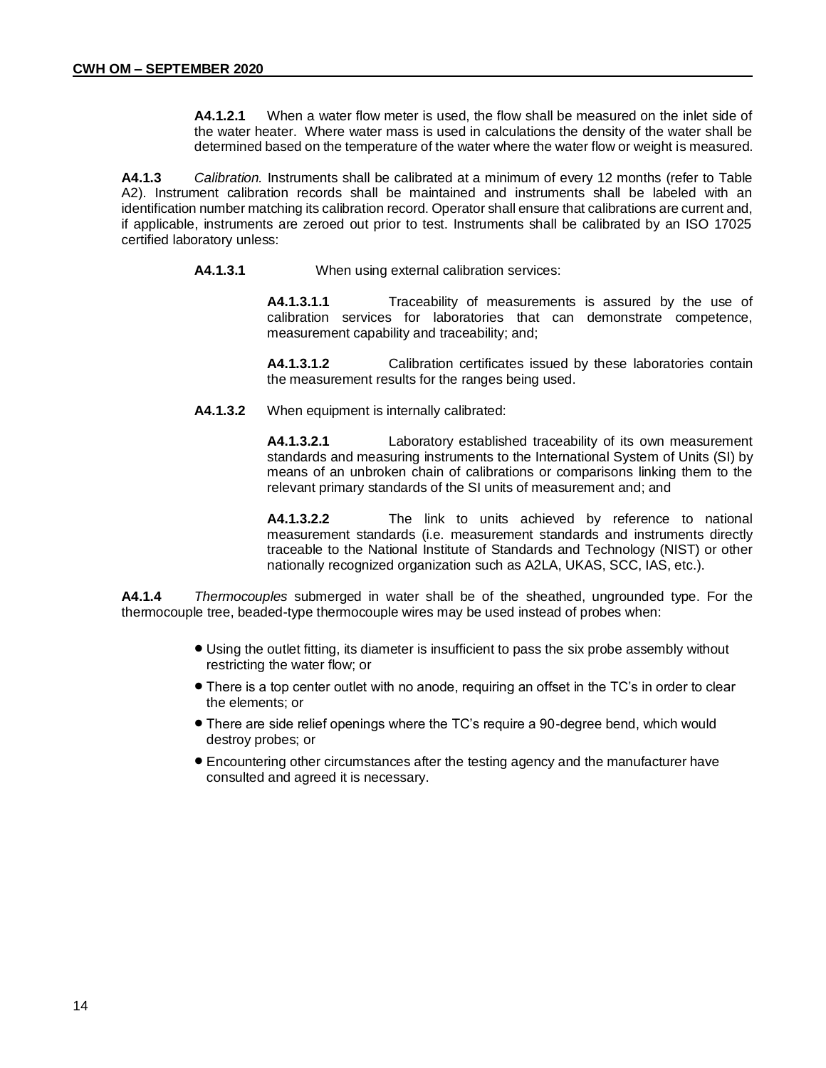**A4.1.2.1** When a water flow meter is used, the flow shall be measured on the inlet side of the water heater. Where water mass is used in calculations the density of the water shall be determined based on the temperature of the water where the water flow or weight is measured.

**A4.1.3** *Calibration.* Instruments shall be calibrated at a minimum of every 12 months (refer to Table A2). Instrument calibration records shall be maintained and instruments shall be labeled with an identification number matching its calibration record. Operator shall ensure that calibrations are current and, if applicable, instruments are zeroed out prior to test. Instruments shall be calibrated by an ISO 17025 certified laboratory unless:

**A4.1.3.1** When using external calibration services:

**A4.1.3.1.1** Traceability of measurements is assured by the use of calibration services for laboratories that can demonstrate competence, measurement capability and traceability; and;

**A4.1.3.1.2** Calibration certificates issued by these laboratories contain the measurement results for the ranges being used.

**A4.1.3.2** When equipment is internally calibrated:

**A4.1.3.2.1** Laboratory established traceability of its own measurement standards and measuring instruments to the International System of Units (SI) by means of an unbroken chain of calibrations or comparisons linking them to the relevant primary standards of the SI units of measurement and; and

**A4.1.3.2.2** The link to units achieved by reference to national measurement standards (i.e. measurement standards and instruments directly traceable to the National Institute of Standards and Technology (NIST) or other nationally recognized organization such as A2LA, UKAS, SCC, IAS, etc.).

**A4.1.4** *Thermocouples* submerged in water shall be of the sheathed, ungrounded type. For the thermocouple tree, beaded-type thermocouple wires may be used instead of probes when:

- Using the outlet fitting, its diameter is insufficient to pass the six probe assembly without restricting the water flow; or
- There is a top center outlet with no anode, requiring an offset in the TC's in order to clear the elements; or
- There are side relief openings where the TC's require a 90-degree bend, which would destroy probes; or
- Encountering other circumstances after the testing agency and the manufacturer have consulted and agreed it is necessary.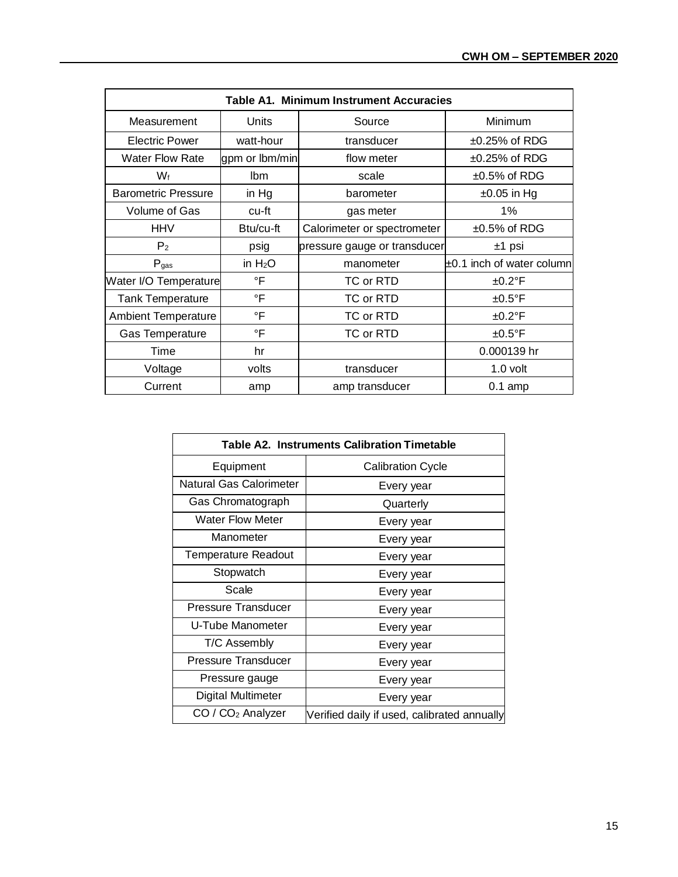| Table A1. Minimum Instrument Accuracies | | | |
|---|---|---|---|
| Measurement | Units | Source | Minimum |
| Electric Power | watt-hour | transducer | ±0.25% of RDG |
| Water Flow Rate | gpm or lbm/min | flow meter | ±0.25% of RDG |
| $W_f$ | lbm | scale | ±0.5% of RDG |
| Barometric Pressure | in Hg | barometer | ±0.05 in Hg |
| Volume of Gas | cu-ft | gas meter | 1% |
| HHV | Btu/cu-ft | Calorimeter or spectrometer | ±0.5% of RDG |
| $P_2$ | psig | pressure gauge or transducer | ±1 psi |
| $P_{gas}$ | in $H_2O$ | manometer | ±0.1 inch of water column |
| Water I/O Temperature | °F | TC or RTD | ±0.2°F |
| Tank Temperature | °F | TC or RTD | ±0.5°F |
| Ambient Temperature | °F | TC or RTD | ±0.2°F |
| Gas Temperature | °F | TC or RTD | ±0.5°F |
| Time | hr | | 0.000139 hr |
| Voltage | volts | transducer | 1.0 volt |
| Current | amp | amp transducer | 0.1 amp |

| Table A2. Instruments Calibration Timetable | |
|---|---|
| Equipment | Calibration Cycle |
| Natural Gas Calorimeter | Every year |
| Gas Chromatograph | Quarterly |
| Water Flow Meter | Every year |
| Manometer | Every year |
| Temperature Readout | Every year |
| Stopwatch | Every year |
| Scale | Every year |
| Pressure Transducer | Every year |
| U-Tube Manometer | Every year |
| T/C Assembly | Every year |
| Pressure Transducer | Every year |
| Pressure gauge | Every year |
| Digital Multimeter | Every year |
| CO / $CO_2$ Analyzer | Verified daily if used, calibrated annually |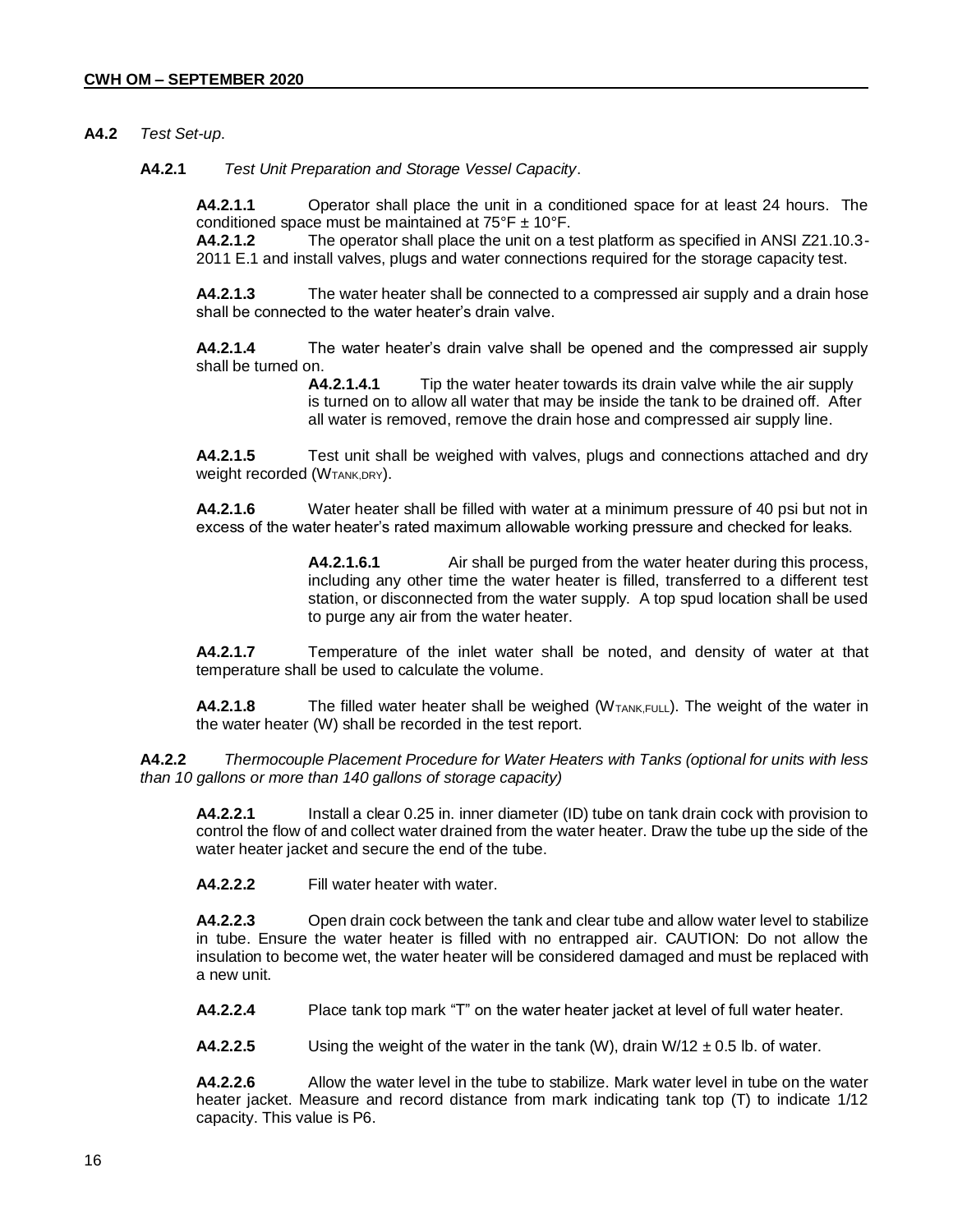**A4.2** *Test Set-up*.

**A4.2.1** *Test Unit Preparation and Storage Vessel Capacity*.

**A4.2.1.1** Operator shall place the unit in a conditioned space for at least 24 hours. The conditioned space must be maintained at 75°F ± 10°F.

**A4.2.1.2** The operator shall place the unit on a test platform as specified in ANSI Z21.10.3-2011 E.1 and install valves, plugs and water connections required for the storage capacity test.

**A4.2.1.3** The water heater shall be connected to a compressed air supply and a drain hose shall be connected to the water heater's drain valve.

**A4.2.1.4** The water heater's drain valve shall be opened and the compressed air supply shall be turned on.

**A4.2.1.4.1** Tip the water heater towards its drain valve while the air supply is turned on to allow all water that may be inside the tank to be drained off. After all water is removed, remove the drain hose and compressed air supply line.

**A4.2.1.5** Test unit shall be weighed with valves, plugs and connections attached and dry weight recorded ($W_{TANK,DRY}$).

**A4.2.1.6** Water heater shall be filled with water at a minimum pressure of 40 psi but not in excess of the water heater's rated maximum allowable working pressure and checked for leaks.

**A4.2.1.6.1** Air shall be purged from the water heater during this process, including any other time the water heater is filled, transferred to a different test station, or disconnected from the water supply. A top spud location shall be used to purge any air from the water heater.

**A4.2.1.7** Temperature of the inlet water shall be noted, and density of water at that temperature shall be used to calculate the volume.

**A4.2.1.8** The filled water heater shall be weighed ($W_{TANK,FULL}$). The weight of the water in the water heater (W) shall be recorded in the test report.

**A4.2.2** *Thermocouple Placement Procedure for Water Heaters with Tanks (optional for units with less than 10 gallons or more than 140 gallons of storage capacity)*

**A4.2.2.1** Install a clear 0.25 in. inner diameter (ID) tube on tank drain cock with provision to control the flow of and collect water drained from the water heater. Draw the tube up the side of the water heater jacket and secure the end of the tube.

**A4.2.2.2** Fill water heater with water.

**A4.2.2.3** Open drain cock between the tank and clear tube and allow water level to stabilize in tube. Ensure the water heater is filled with no entrapped air. CAUTION: Do not allow the insulation to become wet, the water heater will be considered damaged and must be replaced with a new unit.

**A4.2.2.4** Place tank top mark "T" on the water heater jacket at level of full water heater.

**A4.2.2.5** Using the weight of the water in the tank (W), drain $W/12 \pm 0.5$ lb. of water.

**A4.2.2.6** Allow the water level in the tube to stabilize. Mark water level in tube on the water heater jacket. Measure and record distance from mark indicating tank top (T) to indicate 1/12 capacity. This value is P6.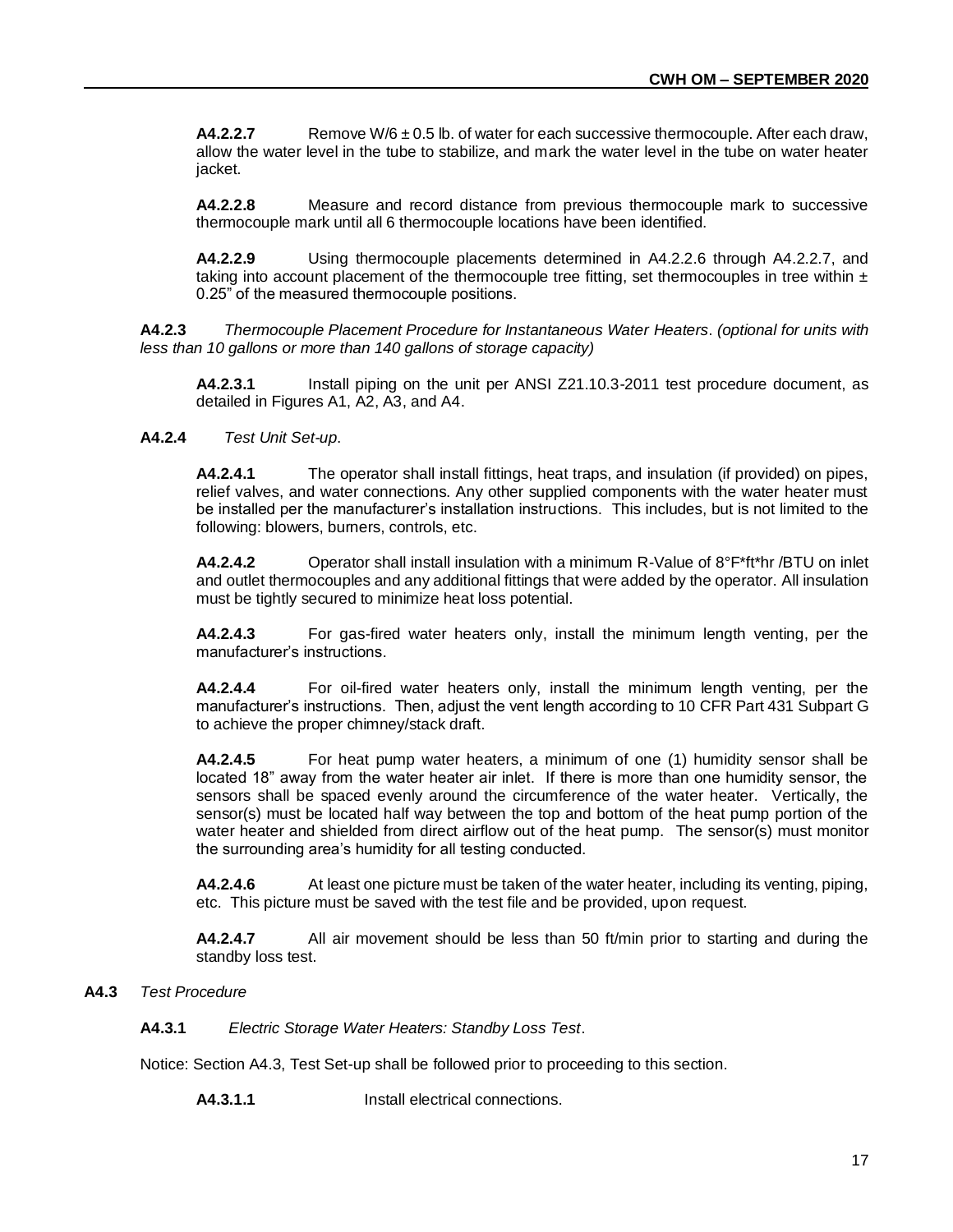**A4.2.2.7** Remove W/6 ± 0.5 lb. of water for each successive thermocouple. After each draw, allow the water level in the tube to stabilize, and mark the water level in the tube on water heater jacket.

**A4.2.2.8** Measure and record distance from previous thermocouple mark to successive thermocouple mark until all 6 thermocouple locations have been identified.

**A4.2.2.9** Using thermocouple placements determined in A4.2.2.6 through A4.2.2.7, and taking into account placement of the thermocouple tree fitting, set thermocouples in tree within ± 0.25" of the measured thermocouple positions.

**A4.2.3** *Thermocouple Placement Procedure for Instantaneous Water Heaters. (optional for units with less than 10 gallons or more than 140 gallons of storage capacity)*

**A4.2.3.1** Install piping on the unit per ANSI Z21.10.3-2011 test procedure document, as detailed in Figures A1, A2, A3, and A4.

**A4.2.4** *Test Unit Set-up.*

**A4.2.4.1** The operator shall install fittings, heat traps, and insulation (if provided) on pipes, relief valves, and water connections. Any other supplied components with the water heater must be installed per the manufacturer's installation instructions. This includes, but is not limited to the following: blowers, burners, controls, etc.

**A4.2.4.2** Operator shall install insulation with a minimum R-Value of 8°F*ft*hr /BTU on inlet and outlet thermocouples and any additional fittings that were added by the operator. All insulation must be tightly secured to minimize heat loss potential.

**A4.2.4.3** For gas-fired water heaters only, install the minimum length venting, per the manufacturer's instructions.

**A4.2.4.4** For oil-fired water heaters only, install the minimum length venting, per the manufacturer's instructions. Then, adjust the vent length according to 10 CFR Part 431 Subpart G to achieve the proper chimney/stack draft.

**A4.2.4.5** For heat pump water heaters, a minimum of one (1) humidity sensor shall be located 18" away from the water heater air inlet. If there is more than one humidity sensor, the sensors shall be spaced evenly around the circumference of the water heater. Vertically, the sensor(s) must be located half way between the top and bottom of the heat pump portion of the water heater and shielded from direct airflow out of the heat pump. The sensor(s) must monitor the surrounding area's humidity for all testing conducted.

**A4.2.4.6** At least one picture must be taken of the water heater, including its venting, piping, etc. This picture must be saved with the test file and be provided, upon request.

**A4.2.4.7** All air movement should be less than 50 ft/min prior to starting and during the standby loss test.

**A4.3** *Test Procedure*

**A4.3.1** *Electric Storage Water Heaters: Standby Loss Test.*

Notice: Section A4.3, Test Set-up shall be followed prior to proceeding to this section.

**A4.3.1.1** Install electrical connections.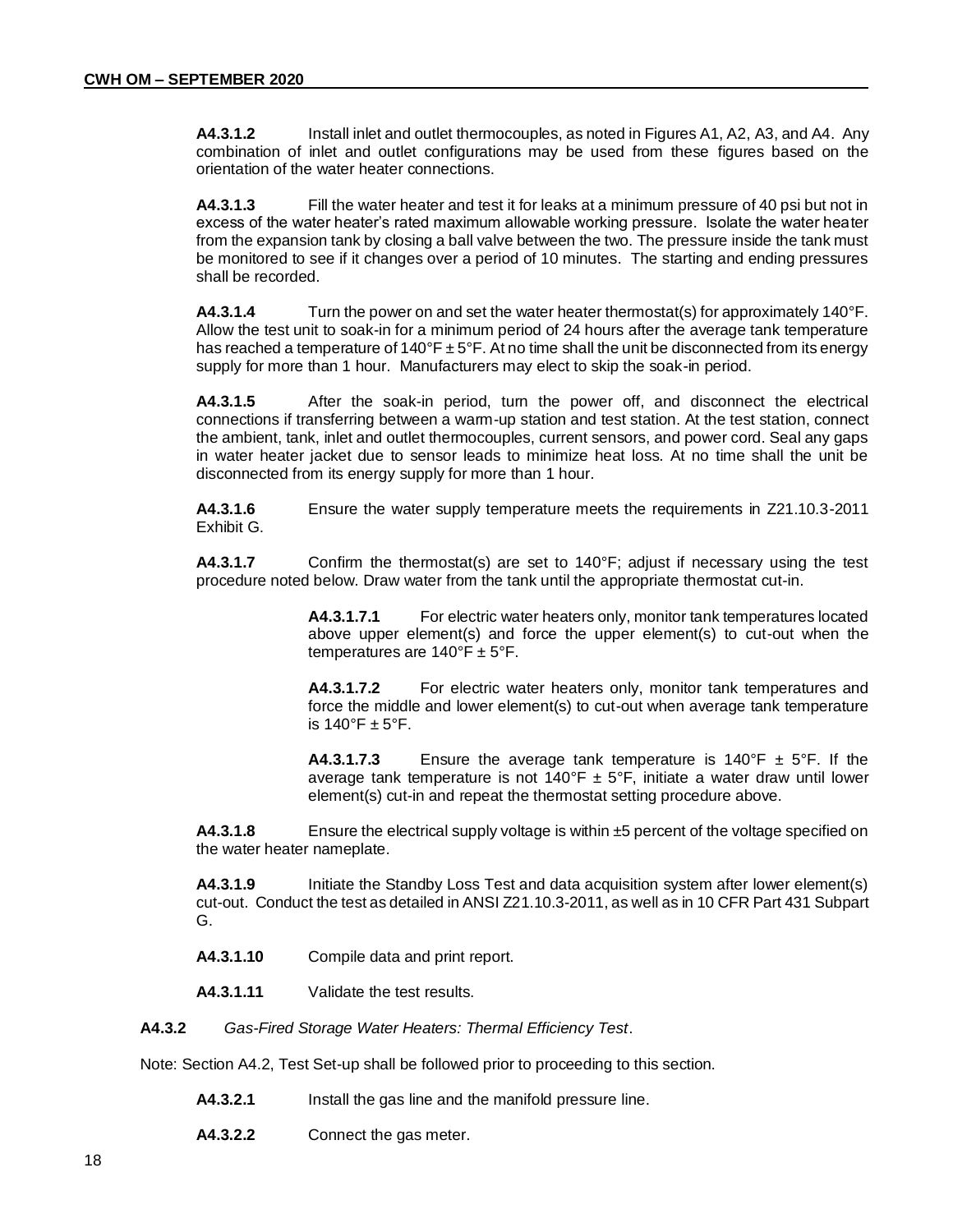**A4.3.1.2** Install inlet and outlet thermocouples, as noted in Figures A1, A2, A3, and A4. Any combination of inlet and outlet configurations may be used from these figures based on the orientation of the water heater connections.

**A4.3.1.3** Fill the water heater and test it for leaks at a minimum pressure of 40 psi but not in excess of the water heater's rated maximum allowable working pressure. Isolate the water heater from the expansion tank by closing a ball valve between the two. The pressure inside the tank must be monitored to see if it changes over a period of 10 minutes. The starting and ending pressures shall be recorded.

**A4.3.1.4** Turn the power on and set the water heater thermostat(s) for approximately 140°F. Allow the test unit to soak-in for a minimum period of 24 hours after the average tank temperature has reached a temperature of 140°F ± 5°F. At no time shall the unit be disconnected from its energy supply for more than 1 hour. Manufacturers may elect to skip the soak-in period.

**A4.3.1.5** After the soak-in period, turn the power off, and disconnect the electrical connections if transferring between a warm-up station and test station. At the test station, connect the ambient, tank, inlet and outlet thermocouples, current sensors, and power cord. Seal any gaps in water heater jacket due to sensor leads to minimize heat loss. At no time shall the unit be disconnected from its energy supply for more than 1 hour.

**A4.3.1.6** Ensure the water supply temperature meets the requirements in Z21.10.3-2011 Exhibit G.

**A4.3.1.7** Confirm the thermostat(s) are set to 140°F; adjust if necessary using the test procedure noted below. Draw water from the tank until the appropriate thermostat cut-in.

> **A4.3.1.7.1** For electric water heaters only, monitor tank temperatures located above upper element(s) and force the upper element(s) to cut-out when the temperatures are 140°F ± 5°F.
>
> **A4.3.1.7.2** For electric water heaters only, monitor tank temperatures and force the middle and lower element(s) to cut-out when average tank temperature is 140°F ± 5°F.
>
> **A4.3.1.7.3** Ensure the average tank temperature is 140°F ± 5°F. If the average tank temperature is not 140°F ± 5°F, initiate a water draw until lower element(s) cut-in and repeat the thermostat setting procedure above.

**A4.3.1.8** Ensure the electrical supply voltage is within ±5 percent of the voltage specified on the water heater nameplate.

**A4.3.1.9** Initiate the Standby Loss Test and data acquisition system after lower element(s) cut-out. Conduct the test as detailed in ANSI Z21.10.3-2011, as well as in 10 CFR Part 431 Subpart G.

**A4.3.1.10** Compile data and print report.

**A4.3.1.11** Validate the test results.

**A4.3.2** *Gas-Fired Storage Water Heaters: Thermal Efficiency Test*.

Note: Section A4.2, Test Set-up shall be followed prior to proceeding to this section.

**A4.3.2.1** Install the gas line and the manifold pressure line.

**A4.3.2.2** Connect the gas meter.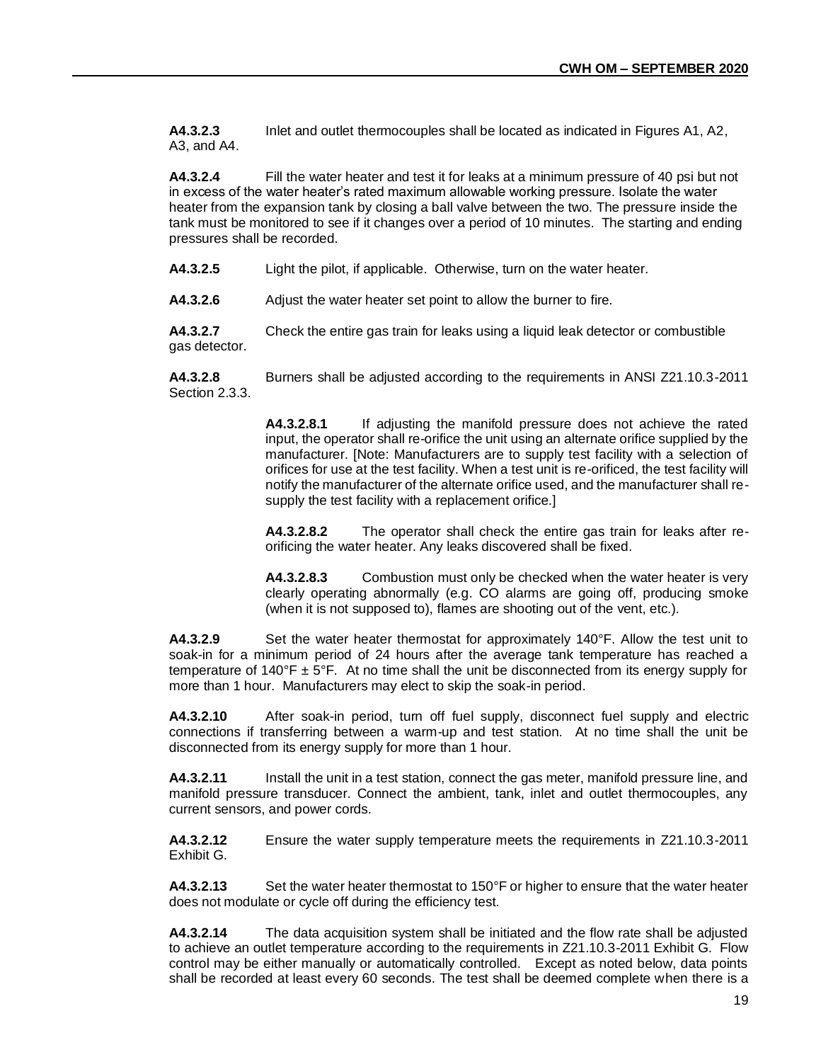**A4.3.2.3** Inlet and outlet thermocouples shall be located as indicated in Figures A1, A2, A3, and A4.

**A4.3.2.4** Fill the water heater and test it for leaks at a minimum pressure of 40 psi but not in excess of the water heater's rated maximum allowable working pressure. Isolate the water heater from the expansion tank by closing a ball valve between the two. The pressure inside the tank must be monitored to see if it changes over a period of 10 minutes. The starting and ending pressures shall be recorded.

**A4.3.2.5** Light the pilot, if applicable. Otherwise, turn on the water heater.

**A4.3.2.6** Adjust the water heater set point to allow the burner to fire.

**A4.3.2.7** Check the entire gas train for leaks using a liquid leak detector or combustible gas detector.

**A4.3.2.8** Burners shall be adjusted according to the requirements in ANSI Z21.10.3-2011 Section 2.3.3.

> **A4.3.2.8.1** If adjusting the manifold pressure does not achieve the rated input, the operator shall re-orifice the unit using an alternate orifice supplied by the manufacturer. [Note: Manufacturers are to supply test facility with a selection of orifices for use at the test facility. When a test unit is re-orificed, the test facility will notify the manufacturer of the alternate orifice used, and the manufacturer shall re-supply the test facility with a replacement orifice.]
>
> **A4.3.2.8.2** The operator shall check the entire gas train for leaks after re-orificing the water heater. Any leaks discovered shall be fixed.
>
> **A4.3.2.8.3** Combustion must only be checked when the water heater is very clearly operating abnormally (e.g. CO alarms are going off, producing smoke (when it is not supposed to), flames are shooting out of the vent, etc.).

**A4.3.2.9** Set the water heater thermostat for approximately 140°F. Allow the test unit to soak-in for a minimum period of 24 hours after the average tank temperature has reached a temperature of 140°F ± 5°F. At no time shall the unit be disconnected from its energy supply for more than 1 hour. Manufacturers may elect to skip the soak-in period.

**A4.3.2.10** After soak-in period, turn off fuel supply, disconnect fuel supply and electric connections if transferring between a warm-up and test station. At no time shall the unit be disconnected from its energy supply for more than 1 hour.

**A4.3.2.11** Install the unit in a test station, connect the gas meter, manifold pressure line, and manifold pressure transducer. Connect the ambient, tank, inlet and outlet thermocouples, any current sensors, and power cords.

**A4.3.2.12** Ensure the water supply temperature meets the requirements in Z21.10.3-2011 Exhibit G.

**A4.3.2.13** Set the water heater thermostat to 150°F or higher to ensure that the water heater does not modulate or cycle off during the efficiency test.

**A4.3.2.14** The data acquisition system shall be initiated and the flow rate shall be adjusted to achieve an outlet temperature according to the requirements in Z21.10.3-2011 Exhibit G. Flow control may be either manually or automatically controlled. Except as noted below, data points shall be recorded at least every 60 seconds. The test shall be deemed complete when there is a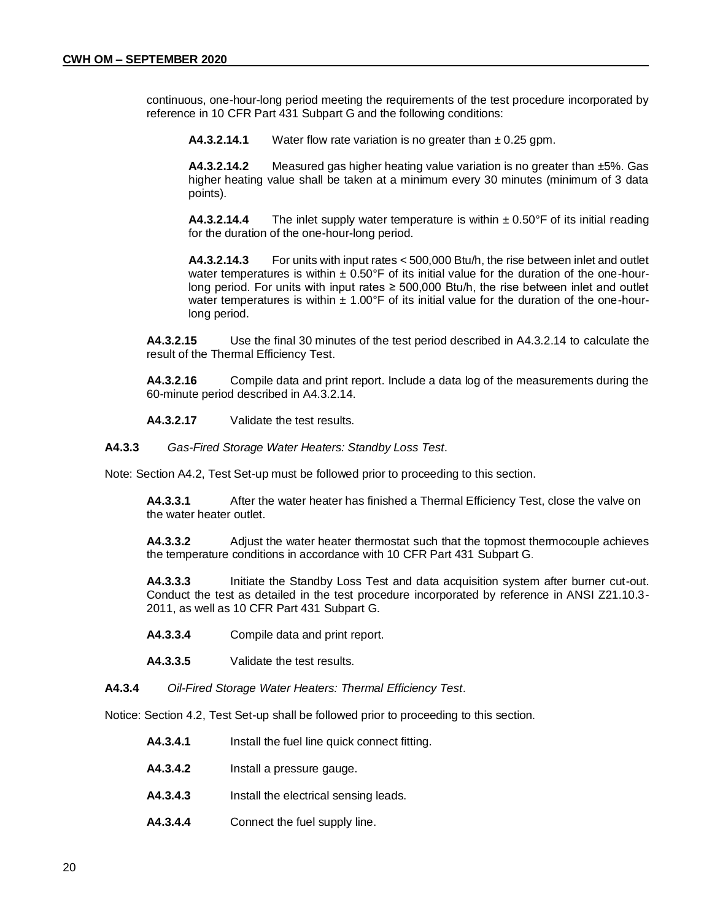continuous, one-hour-long period meeting the requirements of the test procedure incorporated by reference in 10 CFR Part 431 Subpart G and the following conditions:

**A4.3.2.14.1** Water flow rate variation is no greater than ± 0.25 gpm.

**A4.3.2.14.2** Measured gas higher heating value variation is no greater than ±5%. Gas higher heating value shall be taken at a minimum every 30 minutes (minimum of 3 data points).

**A4.3.2.14.4** The inlet supply water temperature is within ± 0.50°F of its initial reading for the duration of the one-hour-long period.

**A4.3.2.14.3** For units with input rates < 500,000 Btu/h, the rise between inlet and outlet water temperatures is within ± 0.50°F of its initial value for the duration of the one-hour-long period. For units with input rates ≥ 500,000 Btu/h, the rise between inlet and outlet water temperatures is within ± 1.00°F of its initial value for the duration of the one-hour-long period.

**A4.3.2.15** Use the final 30 minutes of the test period described in A4.3.2.14 to calculate the result of the Thermal Efficiency Test.

**A4.3.2.16** Compile data and print report. Include a data log of the measurements during the 60-minute period described in A4.3.2.14.

**A4.3.2.17** Validate the test results.

**A4.3.3** *Gas-Fired Storage Water Heaters: Standby Loss Test*.

Note: Section A4.2, Test Set-up must be followed prior to proceeding to this section.

**A4.3.3.1** After the water heater has finished a Thermal Efficiency Test, close the valve on the water heater outlet.

**A4.3.3.2** Adjust the water heater thermostat such that the topmost thermocouple achieves the temperature conditions in accordance with 10 CFR Part 431 Subpart G.

**A4.3.3.3** Initiate the Standby Loss Test and data acquisition system after burner cut-out. Conduct the test as detailed in the test procedure incorporated by reference in ANSI Z21.10.3-2011, as well as 10 CFR Part 431 Subpart G.

**A4.3.3.4** Compile data and print report.

**A4.3.3.5** Validate the test results.

**A4.3.4** *Oil-Fired Storage Water Heaters: Thermal Efficiency Test*.

Notice: Section 4.2, Test Set-up shall be followed prior to proceeding to this section.

**A4.3.4.1** Install the fuel line quick connect fitting.

**A4.3.4.2** Install a pressure gauge.

**A4.3.4.3** Install the electrical sensing leads.

**A4.3.4.4** Connect the fuel supply line.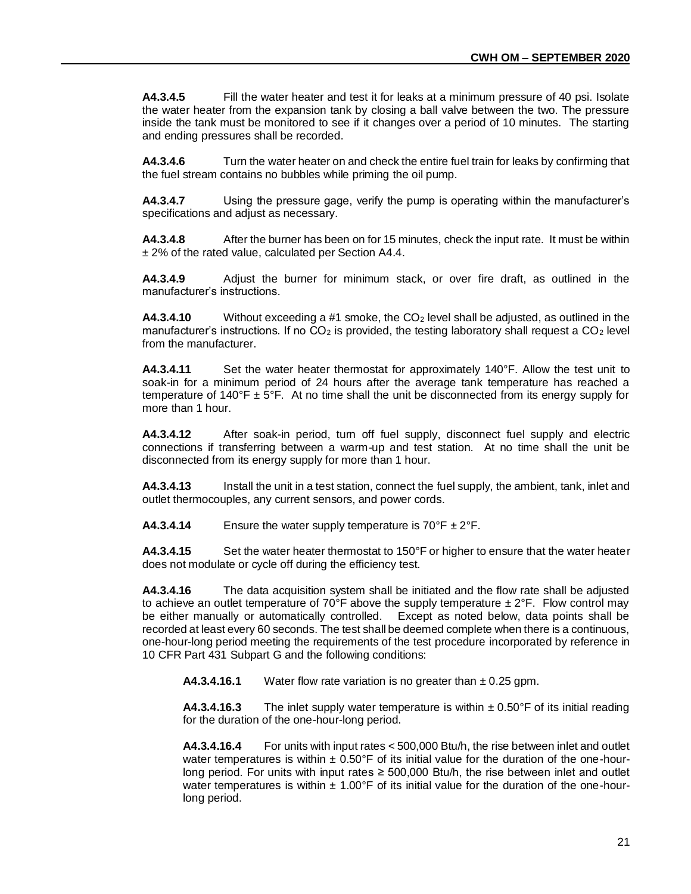**A4.3.4.5** Fill the water heater and test it for leaks at a minimum pressure of 40 psi. Isolate the water heater from the expansion tank by closing a ball valve between the two. The pressure inside the tank must be monitored to see if it changes over a period of 10 minutes. The starting and ending pressures shall be recorded.

**A4.3.4.6** Turn the water heater on and check the entire fuel train for leaks by confirming that the fuel stream contains no bubbles while priming the oil pump.

**A4.3.4.7** Using the pressure gage, verify the pump is operating within the manufacturer's specifications and adjust as necessary.

**A4.3.4.8** After the burner has been on for 15 minutes, check the input rate. It must be within ± 2% of the rated value, calculated per Section A4.4.

**A4.3.4.9** Adjust the burner for minimum stack, or over fire draft, as outlined in the manufacturer's instructions.

**A4.3.4.10** Without exceeding a #1 smoke, the $CO_2$ level shall be adjusted, as outlined in the manufacturer's instructions. If no $CO_2$ is provided, the testing laboratory shall request a $CO_2$ level from the manufacturer.

**A4.3.4.11** Set the water heater thermostat for approximately 140°F. Allow the test unit to soak-in for a minimum period of 24 hours after the average tank temperature has reached a temperature of 140°F ± 5°F. At no time shall the unit be disconnected from its energy supply for more than 1 hour.

**A4.3.4.12** After soak-in period, turn off fuel supply, disconnect fuel supply and electric connections if transferring between a warm-up and test station. At no time shall the unit be disconnected from its energy supply for more than 1 hour.

**A4.3.4.13** Install the unit in a test station, connect the fuel supply, the ambient, tank, inlet and outlet thermocouples, any current sensors, and power cords.

**A4.3.4.14** Ensure the water supply temperature is 70°F ± 2°F.

**A4.3.4.15** Set the water heater thermostat to 150°F or higher to ensure that the water heater does not modulate or cycle off during the efficiency test.

**A4.3.4.16** The data acquisition system shall be initiated and the flow rate shall be adjusted to achieve an outlet temperature of 70°F above the supply temperature ± 2°F. Flow control may be either manually or automatically controlled. Except as noted below, data points shall be recorded at least every 60 seconds. The test shall be deemed complete when there is a continuous, one-hour-long period meeting the requirements of the test procedure incorporated by reference in 10 CFR Part 431 Subpart G and the following conditions:

> **A4.3.4.16.1** Water flow rate variation is no greater than ± 0.25 gpm.
>
> **A4.3.4.16.3** The inlet supply water temperature is within ± 0.50°F of its initial reading for the duration of the one-hour-long period.
>
> **A4.3.4.16.4** For units with input rates < 500,000 Btu/h, the rise between inlet and outlet water temperatures is within ± 0.50°F of its initial value for the duration of the one-hour-long period. For units with input rates ≥ 500,000 Btu/h, the rise between inlet and outlet water temperatures is within ± 1.00°F of its initial value for the duration of the one-hour-long period.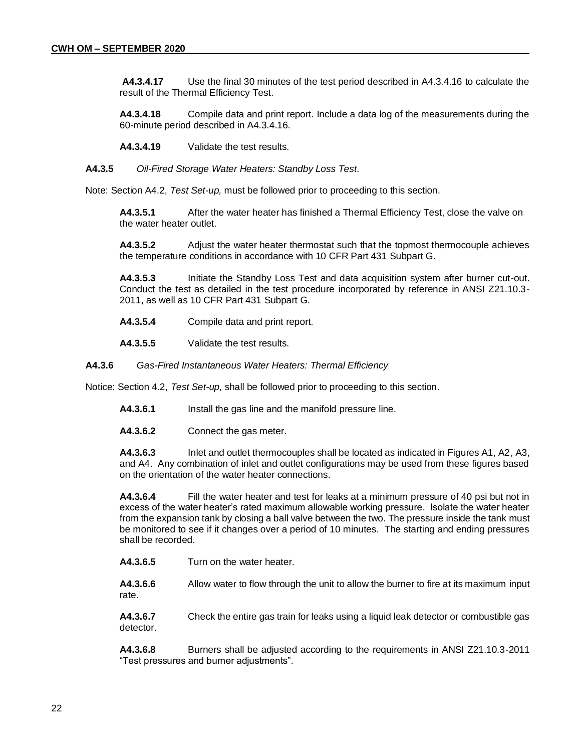**A4.3.4.17** Use the final 30 minutes of the test period described in A4.3.4.16 to calculate the result of the Thermal Efficiency Test.

**A4.3.4.18** Compile data and print report. Include a data log of the measurements during the 60-minute period described in A4.3.4.16.

**A4.3.4.19** Validate the test results.

**A4.3.5** *Oil-Fired Storage Water Heaters: Standby Loss Test.*

Note: Section A4.2, *Test Set-up,* must be followed prior to proceeding to this section.

**A4.3.5.1** After the water heater has finished a Thermal Efficiency Test, close the valve on the water heater outlet.

**A4.3.5.2** Adjust the water heater thermostat such that the topmost thermocouple achieves the temperature conditions in accordance with 10 CFR Part 431 Subpart G.

**A4.3.5.3** Initiate the Standby Loss Test and data acquisition system after burner cut-out. Conduct the test as detailed in the test procedure incorporated by reference in ANSI Z21.10.3-2011, as well as 10 CFR Part 431 Subpart G.

**A4.3.5.4** Compile data and print report.

**A4.3.5.5** Validate the test results.

**A4.3.6** *Gas-Fired Instantaneous Water Heaters: Thermal Efficiency*

Notice: Section 4.2, *Test Set-up,* shall be followed prior to proceeding to this section.

**A4.3.6.1** Install the gas line and the manifold pressure line.

**A4.3.6.2** Connect the gas meter.

**A4.3.6.3** Inlet and outlet thermocouples shall be located as indicated in Figures A1, A2, A3, and A4. Any combination of inlet and outlet configurations may be used from these figures based on the orientation of the water heater connections.

**A4.3.6.4** Fill the water heater and test for leaks at a minimum pressure of 40 psi but not in excess of the water heater's rated maximum allowable working pressure. Isolate the water heater from the expansion tank by closing a ball valve between the two. The pressure inside the tank must be monitored to see if it changes over a period of 10 minutes. The starting and ending pressures shall be recorded.

**A4.3.6.5** Turn on the water heater.

**A4.3.6.6** Allow water to flow through the unit to allow the burner to fire at its maximum input rate.

**A4.3.6.7** Check the entire gas train for leaks using a liquid leak detector or combustible gas detector.

**A4.3.6.8** Burners shall be adjusted according to the requirements in ANSI Z21.10.3-2011 "Test pressures and burner adjustments".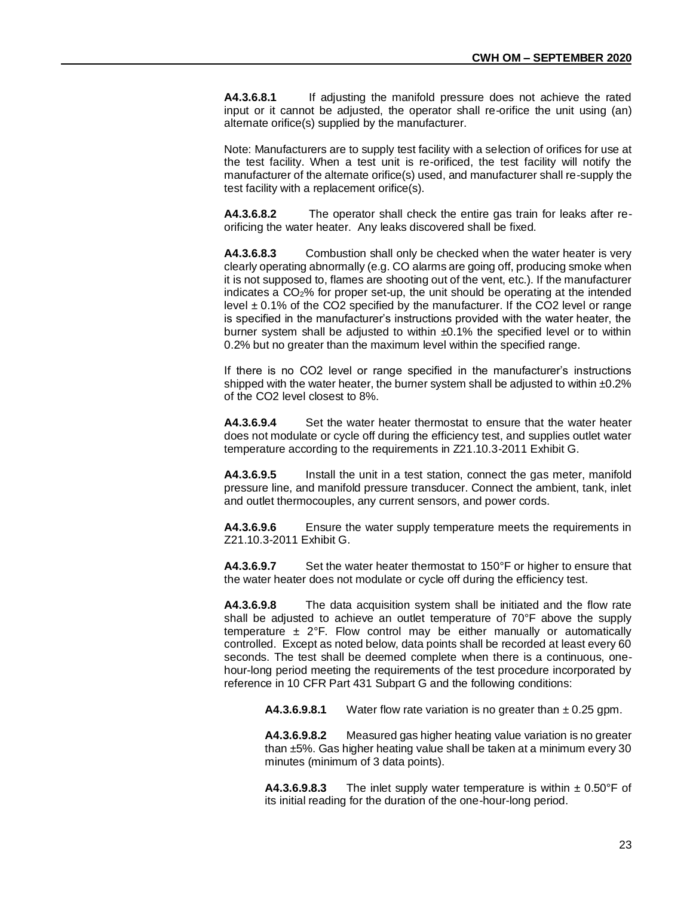**A4.3.6.8.1** If adjusting the manifold pressure does not achieve the rated input or it cannot be adjusted, the operator shall re-orifice the unit using (an) alternate orifice(s) supplied by the manufacturer.

Note: Manufacturers are to supply test facility with a selection of orifices for use at the test facility. When a test unit is re-orificed, the test facility will notify the manufacturer of the alternate orifice(s) used, and manufacturer shall re-supply the test facility with a replacement orifice(s).

**A4.3.6.8.2** The operator shall check the entire gas train for leaks after re-orificing the water heater. Any leaks discovered shall be fixed.

**A4.3.6.8.3** Combustion shall only be checked when the water heater is very clearly operating abnormally (e.g. CO alarms are going off, producing smoke when it is not supposed to, flames are shooting out of the vent, etc.). If the manufacturer indicates a $CO_2$% for proper set-up, the unit should be operating at the intended level ± 0.1% of the CO2 specified by the manufacturer. If the CO2 level or range is specified in the manufacturer's instructions provided with the water heater, the burner system shall be adjusted to within ±0.1% the specified level or to within 0.2% but no greater than the maximum level within the specified range.

If there is no CO2 level or range specified in the manufacturer's instructions shipped with the water heater, the burner system shall be adjusted to within ±0.2% of the CO2 level closest to 8%.

**A4.3.6.9.4** Set the water heater thermostat to ensure that the water heater does not modulate or cycle off during the efficiency test, and supplies outlet water temperature according to the requirements in Z21.10.3-2011 Exhibit G.

**A4.3.6.9.5** Install the unit in a test station, connect the gas meter, manifold pressure line, and manifold pressure transducer. Connect the ambient, tank, inlet and outlet thermocouples, any current sensors, and power cords.

**A4.3.6.9.6** Ensure the water supply temperature meets the requirements in Z21.10.3-2011 Exhibit G.

**A4.3.6.9.7** Set the water heater thermostat to 150°F or higher to ensure that the water heater does not modulate or cycle off during the efficiency test.

**A4.3.6.9.8** The data acquisition system shall be initiated and the flow rate shall be adjusted to achieve an outlet temperature of 70°F above the supply temperature ± 2°F. Flow control may be either manually or automatically controlled. Except as noted below, data points shall be recorded at least every 60 seconds. The test shall be deemed complete when there is a continuous, one-hour-long period meeting the requirements of the test procedure incorporated by reference in 10 CFR Part 431 Subpart G and the following conditions:

> **A4.3.6.9.8.1** Water flow rate variation is no greater than ± 0.25 gpm.
>
> **A4.3.6.9.8.2** Measured gas higher heating value variation is no greater than ±5%. Gas higher heating value shall be taken at a minimum every 30 minutes (minimum of 3 data points).
>
> **A4.3.6.9.8.3** The inlet supply water temperature is within ± 0.50°F of its initial reading for the duration of the one-hour-long period.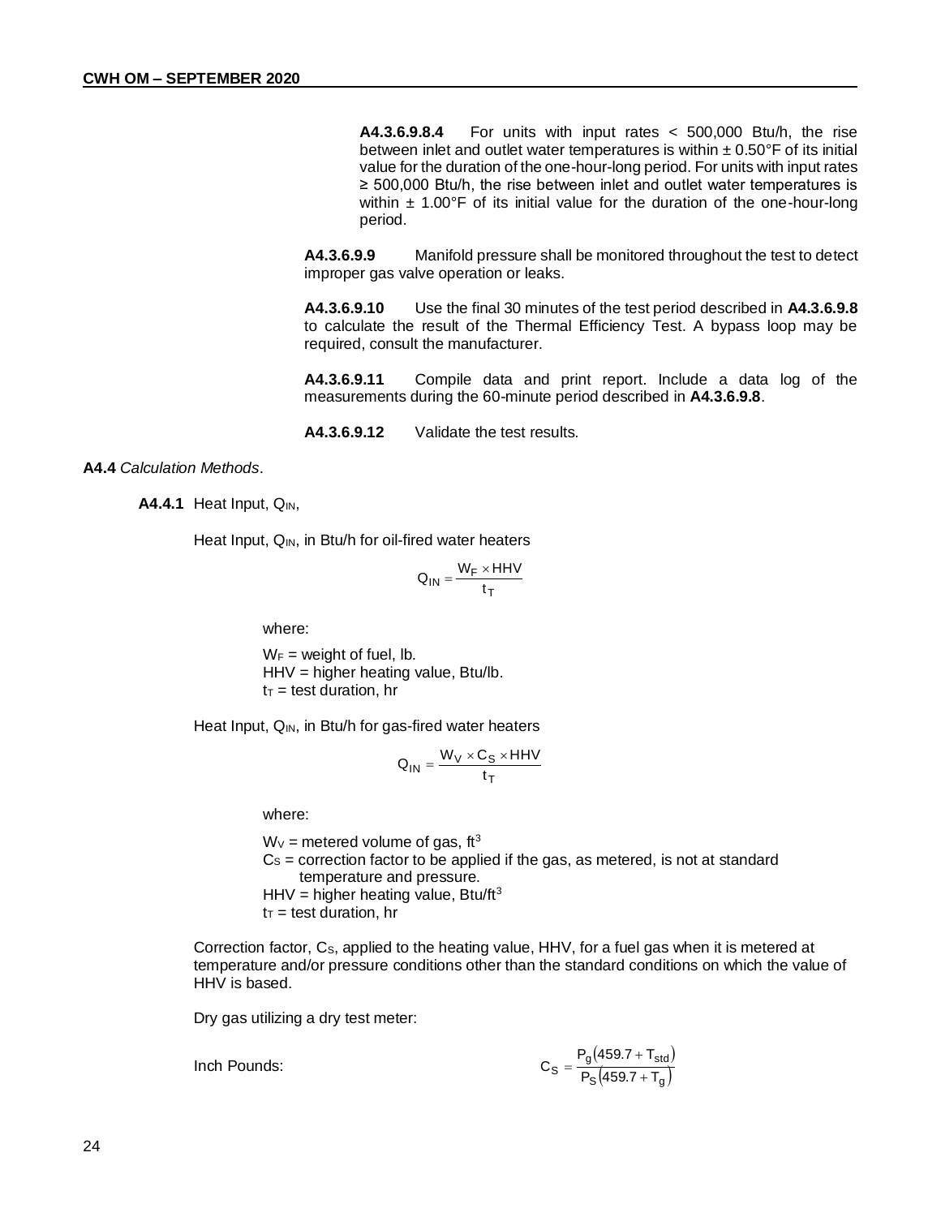**A4.3.6.9.8.4** For units with input rates < 500,000 Btu/h, the rise between inlet and outlet water temperatures is within ± 0.50°F of its initial value for the duration of the one-hour-long period. For units with input rates ≥ 500,000 Btu/h, the rise between inlet and outlet water temperatures is within ± 1.00°F of its initial value for the duration of the one-hour-long period.

**A4.3.6.9.9** Manifold pressure shall be monitored throughout the test to detect improper gas valve operation or leaks.

**A4.3.6.9.10** Use the final 30 minutes of the test period described in **A4.3.6.9.8** to calculate the result of the Thermal Efficiency Test. A bypass loop may be required, consult the manufacturer.

**A4.3.6.9.11** Compile data and print report. Include a data log of the measurements during the 60-minute period described in **A4.3.6.9.8**.

**A4.3.6.9.12** Validate the test results.

**A4.4** *Calculation Methods*.

**A4.4.1** Heat Input, $Q_{IN}$,

Heat Input, $Q_{IN}$, in Btu/h for oil-fired water heaters

$$Q_{IN} = \frac{W_F \times HHV}{t_T}$$

where:

$W_F$ = weight of fuel, lb.
HHV = higher heating value, Btu/lb.
$t_T$ = test duration, hr

Heat Input, $Q_{IN}$, in Btu/h for gas-fired water heaters

$$Q_{IN} = \frac{W_V \times C_S \times HHV}{t_T}$$

where:

$W_V$ = metered volume of gas, $ft^3$
$C_S$ = correction factor to be applied if the gas, as metered, is not at standard temperature and pressure.
HHV = higher heating value, $Btu/ft^3$
$t_T$ = test duration, hr

Correction factor, $C_S$, applied to the heating value, HHV, for a fuel gas when it is metered at temperature and/or pressure conditions other than the standard conditions on which the value of HHV is based.

Dry gas utilizing a dry test meter:

Inch Pounds:

$$C_S = \frac{P_g(459.7 + T_{std})}{P_S(459.7 + T_g)}$$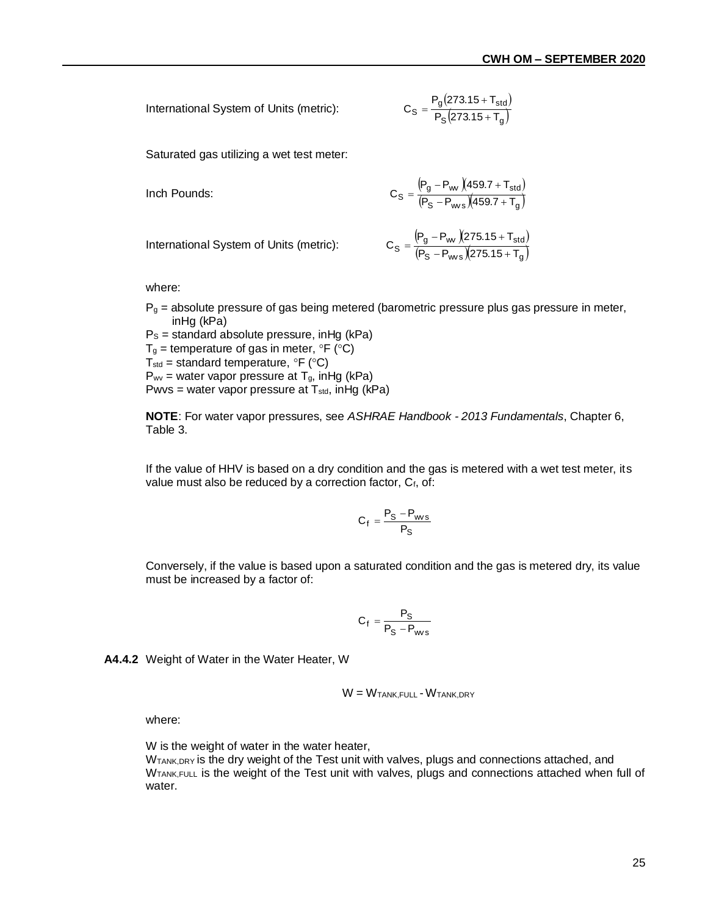International System of Units (metric):

$$C_S = \frac{P_g(273.15 + T_{std})}{P_S(273.15 + T_g)}$$

Saturated gas utilizing a wet test meter:

Inch Pounds:

$$C_S = \frac{(P_g - P_{wv})(459.7 + T_{std})}{(P_S - P_{wvs})(459.7 + T_g)}$$

International System of Units (metric):

$$C_S = \frac{(P_g - P_{wv})(275.15 + T_{std})}{(P_S - P_{wvs})(275.15 + T_g)}$$

where:

$P_g$ = absolute pressure of gas being metered (barometric pressure plus gas pressure in meter, inHg (kPa)
$P_S$ = standard absolute pressure, inHg (kPa)
$T_g$ = temperature of gas in meter, °F (°C)
$T_{std}$ = standard temperature, °F (°C)
$P_{wv}$ = water vapor pressure at $T_g$, inHg (kPa)
Pwvs = water vapor pressure at $T_{std}$, inHg (kPa)

**NOTE**: For water vapor pressures, see *ASHRAE Handbook - 2013 Fundamentals*, Chapter 6, Table 3.

If the value of HHV is based on a dry condition and the gas is metered with a wet test meter, its value must also be reduced by a correction factor, $C_f$, of:

$$C_f = \frac{P_S - P_{wvs}}{P_S}$$

Conversely, if the value is based upon a saturated condition and the gas is metered dry, its value must be increased by a factor of:

$$C_f = \frac{P_S}{P_S - P_{wvs}}$$

**A4.4.2** Weight of Water in the Water Heater, W

$$W = W_{TANK,FULL} - W_{TANK,DRY}$$

where:

W is the weight of water in the water heater,
$W_{TANK,DRY}$ is the dry weight of the Test unit with valves, plugs and connections attached, and
$W_{TANK,FULL}$ is the weight of the Test unit with valves, plugs and connections attached when full of water.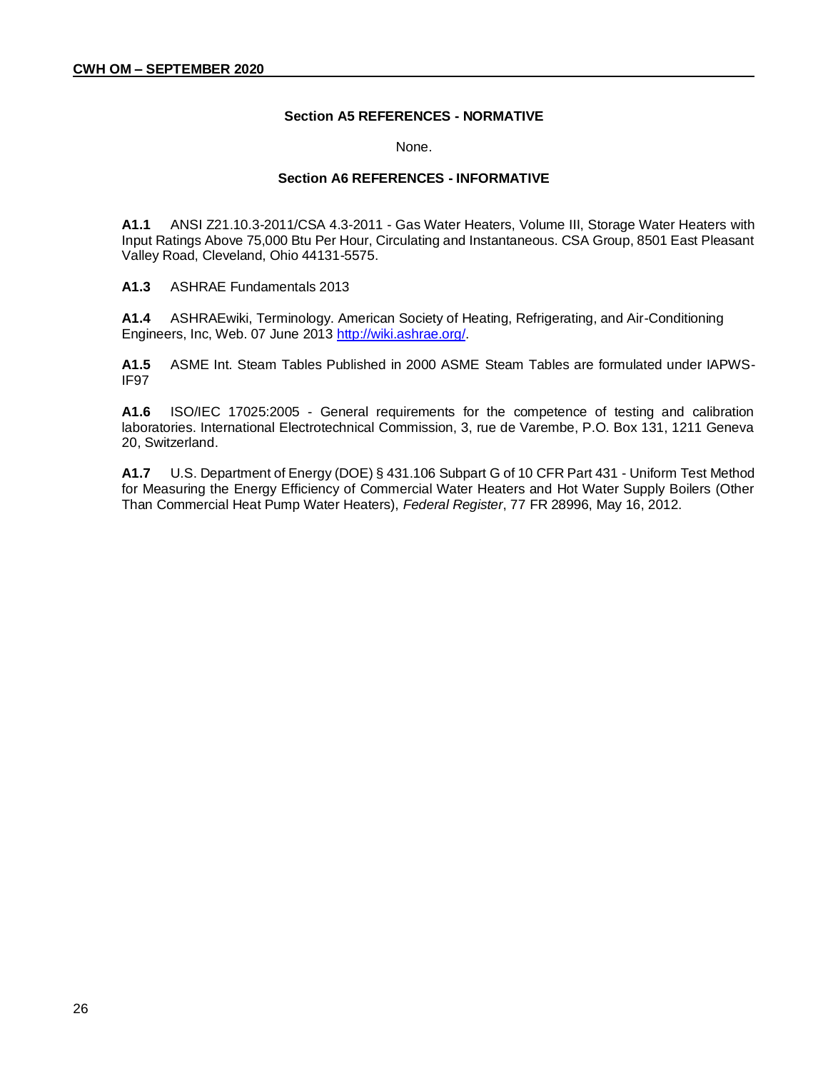## Section A5 REFERENCES - NORMATIVE

None.

## Section A6 REFERENCES - INFORMATIVE

**A1.1** ANSI Z21.10.3-2011/CSA 4.3-2011 - Gas Water Heaters, Volume III, Storage Water Heaters with Input Ratings Above 75,000 Btu Per Hour, Circulating and Instantaneous. CSA Group, 8501 East Pleasant Valley Road, Cleveland, Ohio 44131-5575.

**A1.3** ASHRAE Fundamentals 2013

**A1.4** ASHRAEwiki, Terminology. American Society of Heating, Refrigerating, and Air-Conditioning Engineers, Inc, Web. 07 June 2013 [http://wiki.ashrae.org/](http://wiki.ashrae.org/).

**A1.5** ASME Int. Steam Tables Published in 2000 ASME Steam Tables are formulated under IAPWS-IF97

**A1.6** ISO/IEC 17025:2005 - General requirements for the competence of testing and calibration laboratories. International Electrotechnical Commission, 3, rue de Varembe, P.O. Box 131, 1211 Geneva 20, Switzerland.

**A1.7** U.S. Department of Energy (DOE) § 431.106 Subpart G of 10 CFR Part 431 - Uniform Test Method for Measuring the Energy Efficiency of Commercial Water Heaters and Hot Water Supply Boilers (Other Than Commercial Heat Pump Water Heaters), *Federal Register*, 77 FR 28996, May 16, 2012.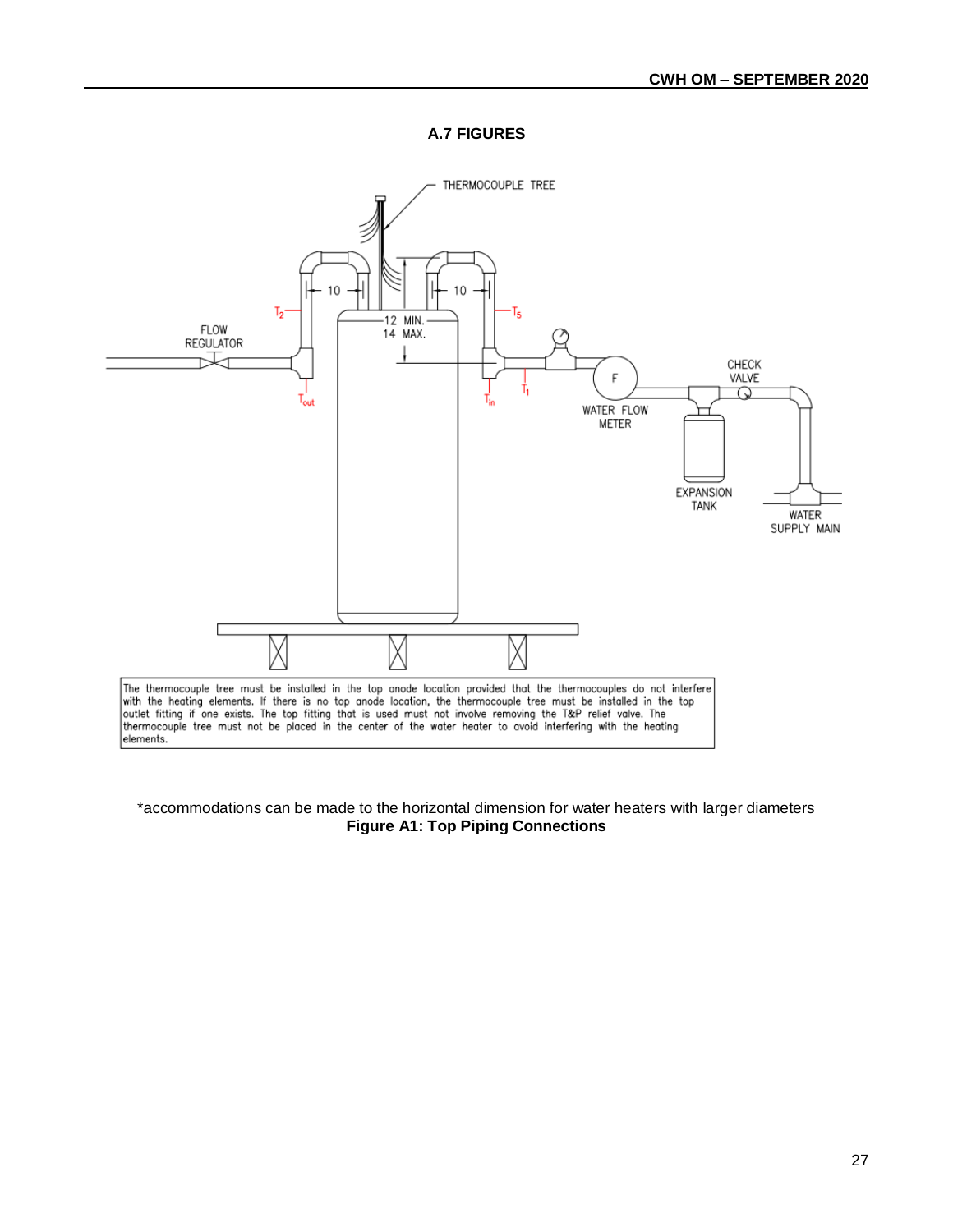## A.7 FIGURES

THERMOCOUPLE TREE

FLOW REGULATOR

$T_2$

10

10

$T_5$

12 MIN.
14 MAX.

$T_{out}$

$T_{in}$

$T_1$

F

WATER FLOW METER

CHECK VALVE

EXPANSION TANK

WATER SUPPLY MAIN

The thermocouple tree must be installed in the top anode location provided that the thermocouples do not interfere with the heating elements. If there is no top anode location, the thermocouple tree must be installed in the top outlet fitting if one exists. The top fitting that is used must not involve removing the T&P relief valve. The thermocouple tree must not be placed in the center of the water heater to avoid interfering with the heating elements.

*accommodations can be made to the horizontal dimension for water heaters with larger diameters

**Figure A1: Top Piping Connections**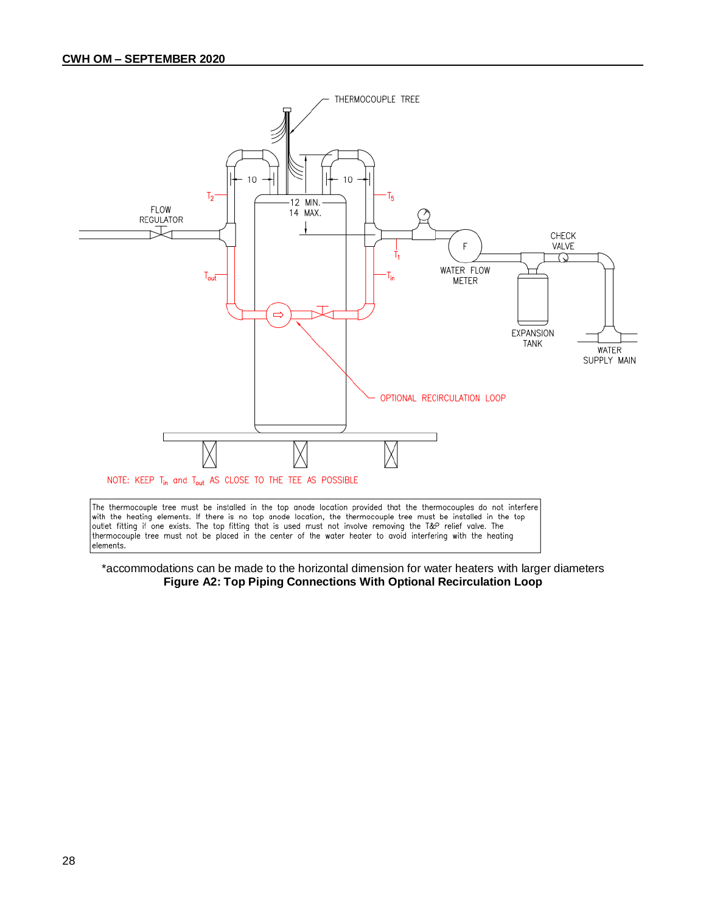THERMOCOUPLE TREE

10

10

$T_2$

$T_5$

12 MIN.
14 MAX.

FLOW
REGULATOR

$T_1$

CHECK
VALVE

F

WATER FLOW
METER

$T_{out}$

$T_{in}$

EXPANSION
TANK

WATER
SUPPLY MAIN

OPTIONAL RECIRCULATION LOOP

NOTE: KEEP $T_{in}$ and $T_{out}$ AS CLOSE TO THE TEE AS POSSIBLE

The thermocouple tree must be installed in the top anode location provided that the thermocouples do not interfere with the heating elements. If there is no top anode location, the thermocouple tree must be installed in the top outlet fitting if one exists. The top fitting that is used must not involve removing the T&P relief valve. The thermocouple tree must not be placed in the center of the water heater to avoid interfering with the heating elements.

*accommodations can be made to the horizontal dimension for water heaters with larger diameters

**Figure A2: Top Piping Connections With Optional Recirculation Loop**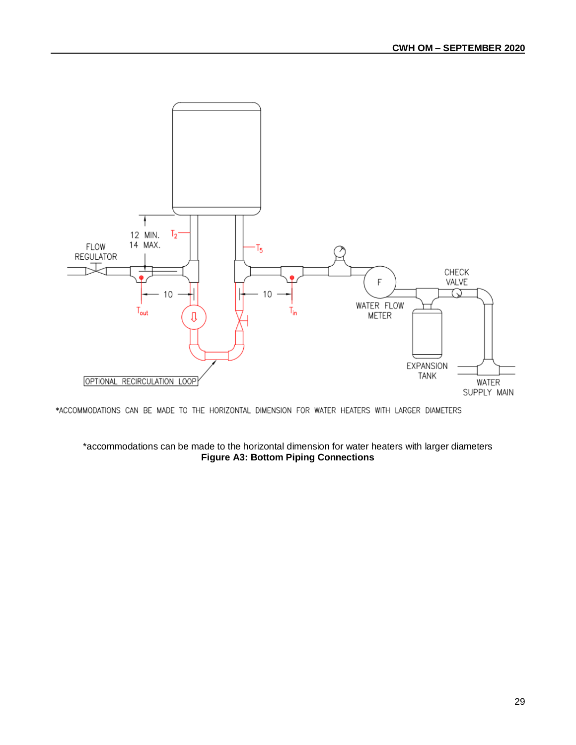*accommodations can be made to the horizontal dimension for water heaters with larger diameters

**Figure A3: Bottom Piping Connections**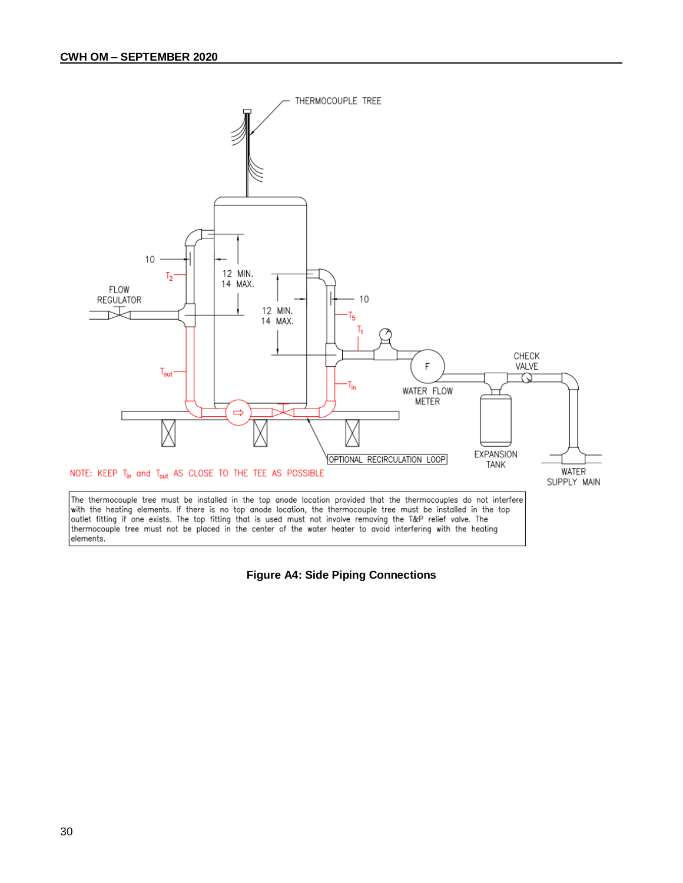THERMOCOUPLE TREE

10

$T_2$

12 MIN.
14 MAX.

FLOW REGULATOR

12 MIN.
14 MAX.

10

$T_5$

$T_1$

$T_{out}$

F

CHECK VALVE

$T_{in}$

WATER FLOW METER

OPTIONAL RECIRCULATION LOOP

EXPANSION TANK

NOTE: KEEP $T_{in}$ and $T_{out}$ AS CLOSE TO THE TEE AS POSSIBLE

WATER SUPPLY MAIN

The thermocouple tree must be installed in the top anode location provided that the thermocouples do not interfere with the heating elements. If there is no top anode location, the thermocouple tree must be installed in the top outlet fitting if one exists. The top fitting that is used must not involve removing the T&P relief valve. The thermocouple tree must not be placed in the center of the water heater to avoid interfering with the heating elements.

**Figure A4: Side Piping Connections**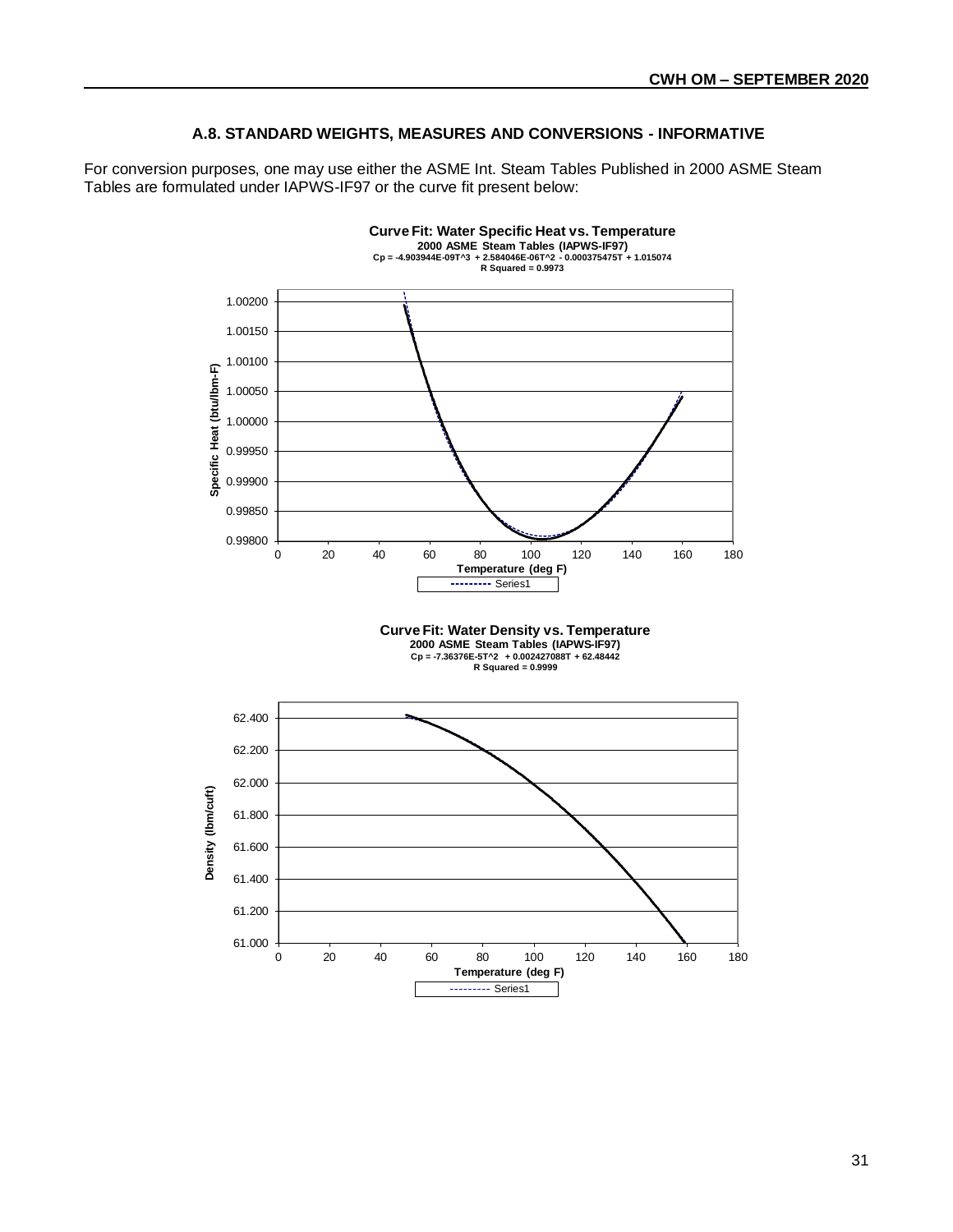## A.8. STANDARD WEIGHTS, MEASURES AND CONVERSIONS - INFORMATIVE

For conversion purposes, one may use either the ASME Int. Steam Tables Published in 2000 ASME Steam Tables are formulated under IAPWS-IF97 or the curve fit present below:

**Curve Fit: Water Specific Heat vs. Temperature**

2000 ASME Steam Tables (IAPWS-IF97)

Cp = -4.903944E-09T^3 + 2.584046E-06T^2 - 0.000375475T + 1.015074

R Squared = 0.9973

Specific Heat (btu/lbm-F)

1.00200
1.00150
1.00100
1.00050
1.00000
0.99950
0.99900
0.99850
0.99800

Temperature (deg F)

0 20 40 60 80 100 120 140 160 180

Series1

**Curve Fit: Water Density vs. Temperature**

2000 ASME Steam Tables (IAPWS-IF97)

Cp = -7.36376E-5T^2 + 0.002427088T + 62.48442

R Squared = 0.9999

Density (lbm/cuft)

62.400
62.200
62.000
61.800
61.600
61.400
61.200
61.000

Temperature (deg F)

0 20 40 60 80 100 120 140 160 180

Series1